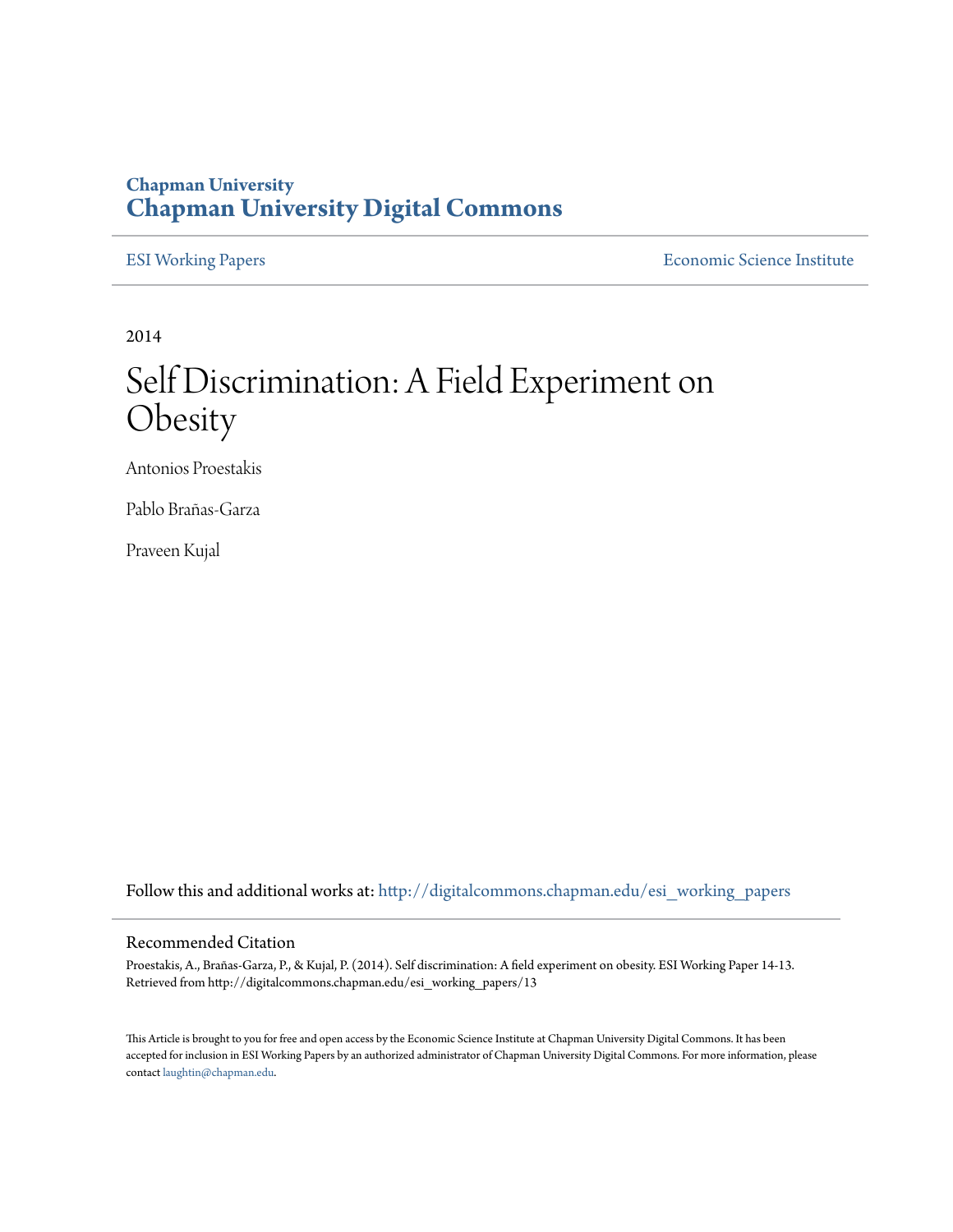# Chapman University
# Chapman University Digital Commons

ESI Working Papers | Economic Science Institute

2014

# Self Discrimination: A Field Experiment on Obesity

Antonios Proestakis

Pablo Brañas-Garza

Praveen Kujal

Follow this and additional works at: http://digitalcommons.chapman.edu/esi_working_papers

## Recommended Citation

Proestakis, A., Brañas-Garza, P., & Kujal, P. (2014). Self discrimination: A field experiment on obesity. ESI Working Paper 14-13. Retrieved from http://digitalcommons.chapman.edu/esi_working_papers/13

This Article is brought to you for free and open access by the Economic Science Institute at Chapman University Digital Commons. It has been accepted for inclusion in ESI Working Papers by an authorized administrator of Chapman University Digital Commons. For more information, please contact laughtin@chapman.edu.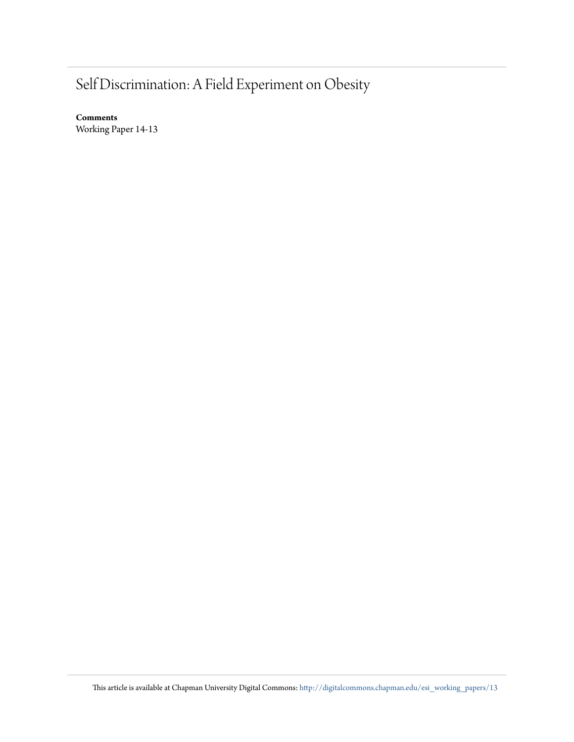# Self Discrimination: A Field Experiment on Obesity

**Comments**

Working Paper 14-13

This article is available at Chapman University Digital Commons: http://digitalcommons.chapman.edu/esi_working_papers/13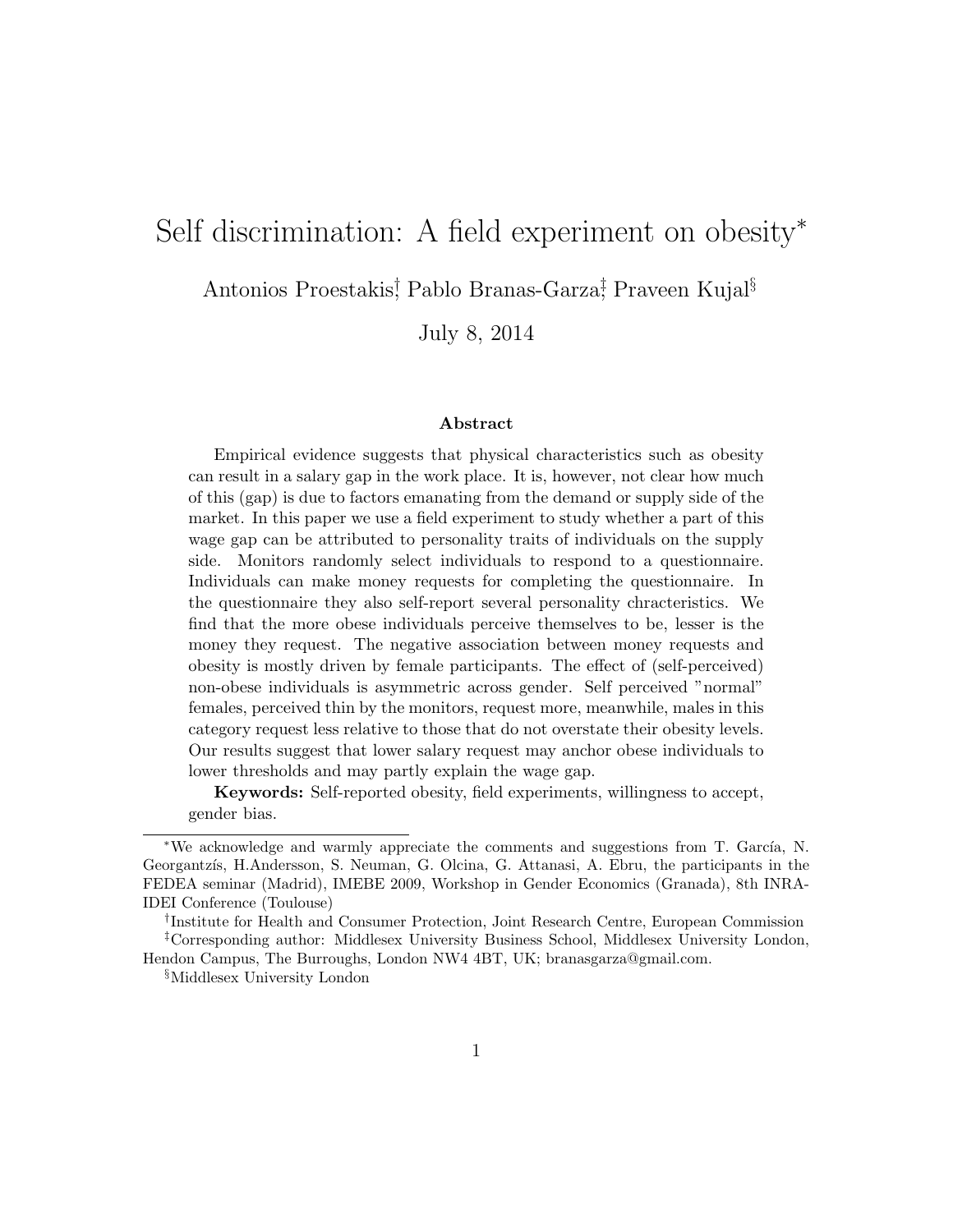# Self discrimination: A field experiment on obesity*

Antonios Proestakis[†], Pablo Branas-Garza[‡], Praveen Kujal[§]

July 8, 2014

### Abstract

Empirical evidence suggests that physical characteristics such as obesity can result in a salary gap in the work place. It is, however, not clear how much of this (gap) is due to factors emanating from the demand or supply side of the market. In this paper we use a field experiment to study whether a part of this wage gap can be attributed to personality traits of individuals on the supply side. Monitors randomly select individuals to respond to a questionnaire. Individuals can make money requests for completing the questionnaire. In the questionnaire they also self-report several personality chracteristics. We find that the more obese individuals perceive themselves to be, lesser is the money they request. The negative association between money requests and obesity is mostly driven by female participants. The effect of (self-perceived) non-obese individuals is asymmetric across gender. Self perceived "normal" females, perceived thin by the monitors, request more, meanwhile, males in this category request less relative to those that do not overstate their obesity levels. Our results suggest that lower salary request may anchor obese individuals to lower thresholds and may partly explain the wage gap.

**Keywords:** Self-reported obesity, field experiments, willingness to accept, gender bias.

---

*We acknowledge and warmly appreciate the comments and suggestions from T. García, N. Georgantzís, H.Andersson, S. Neuman, G. Olcina, G. Attanasi, A. Ebru, the participants in the FEDEA seminar (Madrid), IMEBE 2009, Workshop in Gender Economics (Granada), 8th INRA-IDEI Conference (Toulouse)

[†]Institute for Health and Consumer Protection, Joint Research Centre, European Commission

[‡]Corresponding author: Middlesex University Business School, Middlesex University London, Hendon Campus, The Burroughs, London NW4 4BT, UK; branasgarza@gmail.com.

[§]Middlesex University London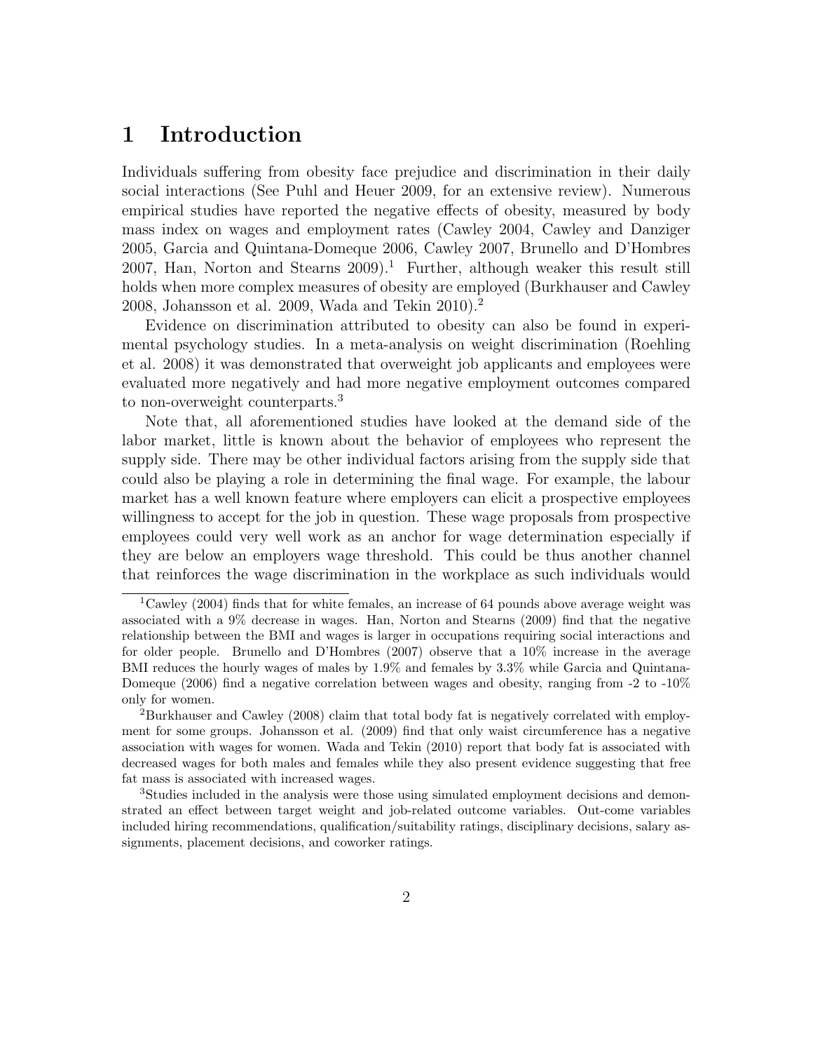# 1 Introduction

Individuals suffering from obesity face prejudice and discrimination in their daily social interactions (See Puhl and Heuer 2009, for an extensive review). Numerous empirical studies have reported the negative effects of obesity, measured by body mass index on wages and employment rates (Cawley 2004, Cawley and Danziger 2005, Garcia and Quintana-Domeque 2006, Cawley 2007, Brunello and D'Hombres 2007, Han, Norton and Stearns 2009).[1] Further, although weaker this result still holds when more complex measures of obesity are employed (Burkhauser and Cawley 2008, Johansson et al. 2009, Wada and Tekin 2010).[2]

Evidence on discrimination attributed to obesity can also be found in experimental psychology studies. In a meta-analysis on weight discrimination (Roehling et al. 2008) it was demonstrated that overweight job applicants and employees were evaluated more negatively and had more negative employment outcomes compared to non-overweight counterparts.[3]

Note that, all aforementioned studies have looked at the demand side of the labor market, little is known about the behavior of employees who represent the supply side. There may be other individual factors arising from the supply side that could also be playing a role in determining the final wage. For example, the labour market has a well known feature where employers can elicit a prospective employees willingness to accept for the job in question. These wage proposals from prospective employees could very well work as an anchor for wage determination especially if they are below an employers wage threshold. This could be thus another channel that reinforces the wage discrimination in the workplace as such individuals would

[1] Cawley (2004) finds that for white females, an increase of 64 pounds above average weight was associated with a 9% decrease in wages. Han, Norton and Stearns (2009) find that the negative relationship between the BMI and wages is larger in occupations requiring social interactions and for older people. Brunello and D'Hombres (2007) observe that a 10% increase in the average BMI reduces the hourly wages of males by 1.9% and females by 3.3% while Garcia and Quintana-Domeque (2006) find a negative correlation between wages and obesity, ranging from -2 to -10% only for women.

[2] Burkhauser and Cawley (2008) claim that total body fat is negatively correlated with employment for some groups. Johansson et al. (2009) find that only waist circumference has a negative association with wages for women. Wada and Tekin (2010) report that body fat is associated with decreased wages for both males and females while they also present evidence suggesting that free fat mass is associated with increased wages.

[3] Studies included in the analysis were those using simulated employment decisions and demonstrated an effect between target weight and job-related outcome variables. Out-come variables included hiring recommendations, qualification/suitability ratings, disciplinary decisions, salary assignments, placement decisions, and coworker ratings.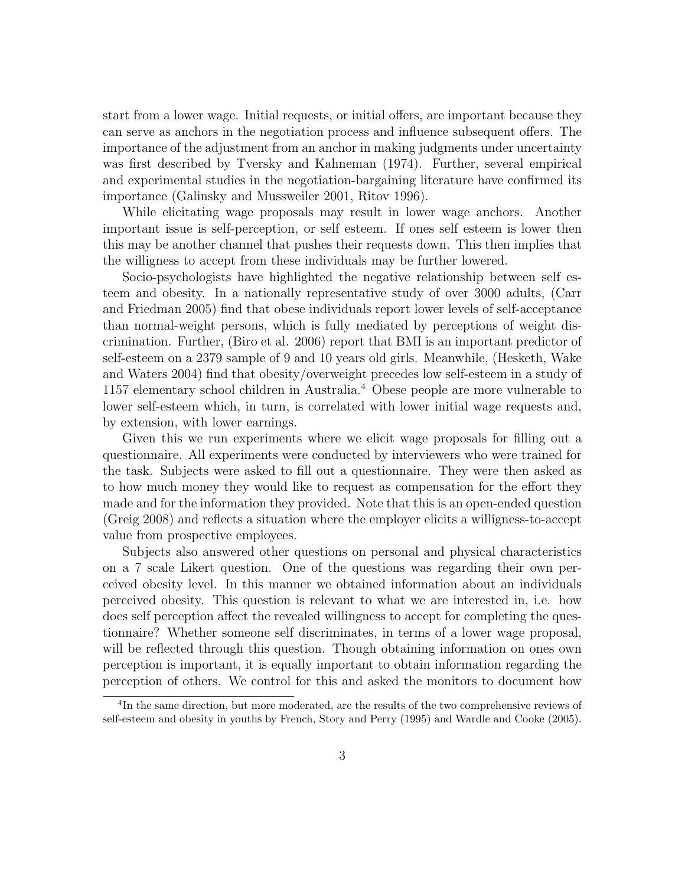start from a lower wage. Initial requests, or initial offers, are important because they can serve as anchors in the negotiation process and influence subsequent offers. The importance of the adjustment from an anchor in making judgments under uncertainty was first described by Tversky and Kahneman (1974). Further, several empirical and experimental studies in the negotiation-bargaining literature have confirmed its importance (Galinsky and Mussweiler 2001, Ritov 1996).

While elicitating wage proposals may result in lower wage anchors. Another important issue is self-perception, or self esteem. If ones self esteem is lower then this may be another channel that pushes their requests down. This then implies that the willigness to accept from these individuals may be further lowered.

Socio-psychologists have highlighted the negative relationship between self esteem and obesity. In a nationally representative study of over 3000 adults, (Carr and Friedman 2005) find that obese individuals report lower levels of self-acceptance than normal-weight persons, which is fully mediated by perceptions of weight discrimination. Further, (Biro et al. 2006) report that BMI is an important predictor of self-esteem on a 2379 sample of 9 and 10 years old girls. Meanwhile, (Hesketh, Wake and Waters 2004) find that obesity/overweight precedes low self-esteem in a study of 1157 elementary school children in Australia.[4] Obese people are more vulnerable to lower self-esteem which, in turn, is correlated with lower initial wage requests and, by extension, with lower earnings.

Given this we run experiments where we elicit wage proposals for filling out a questionnaire. All experiments were conducted by interviewers who were trained for the task. Subjects were asked to fill out a questionnaire. They were then asked as to how much money they would like to request as compensation for the effort they made and for the information they provided. Note that this is an open-ended question (Greig 2008) and reflects a situation where the employer elicits a willingness-to-accept value from prospective employees.

Subjects also answered other questions on personal and physical characteristics on a 7 scale Likert question. One of the questions was regarding their own perceived obesity level. In this manner we obtained information about an individuals perceived obesity. This question is relevant to what we are interested in, i.e. how does self perception affect the revealed willingness to accept for completing the questionnaire? Whether someone self discriminates, in terms of a lower wage proposal, will be reflected through this question. Though obtaining information on ones own perception is important, it is equally important to obtain information regarding the perception of others. We control for this and asked the monitors to document how

[4] In the same direction, but more moderated, are the results of the two comprehensive reviews of self-esteem and obesity in youths by French, Story and Perry (1995) and Wardle and Cooke (2005).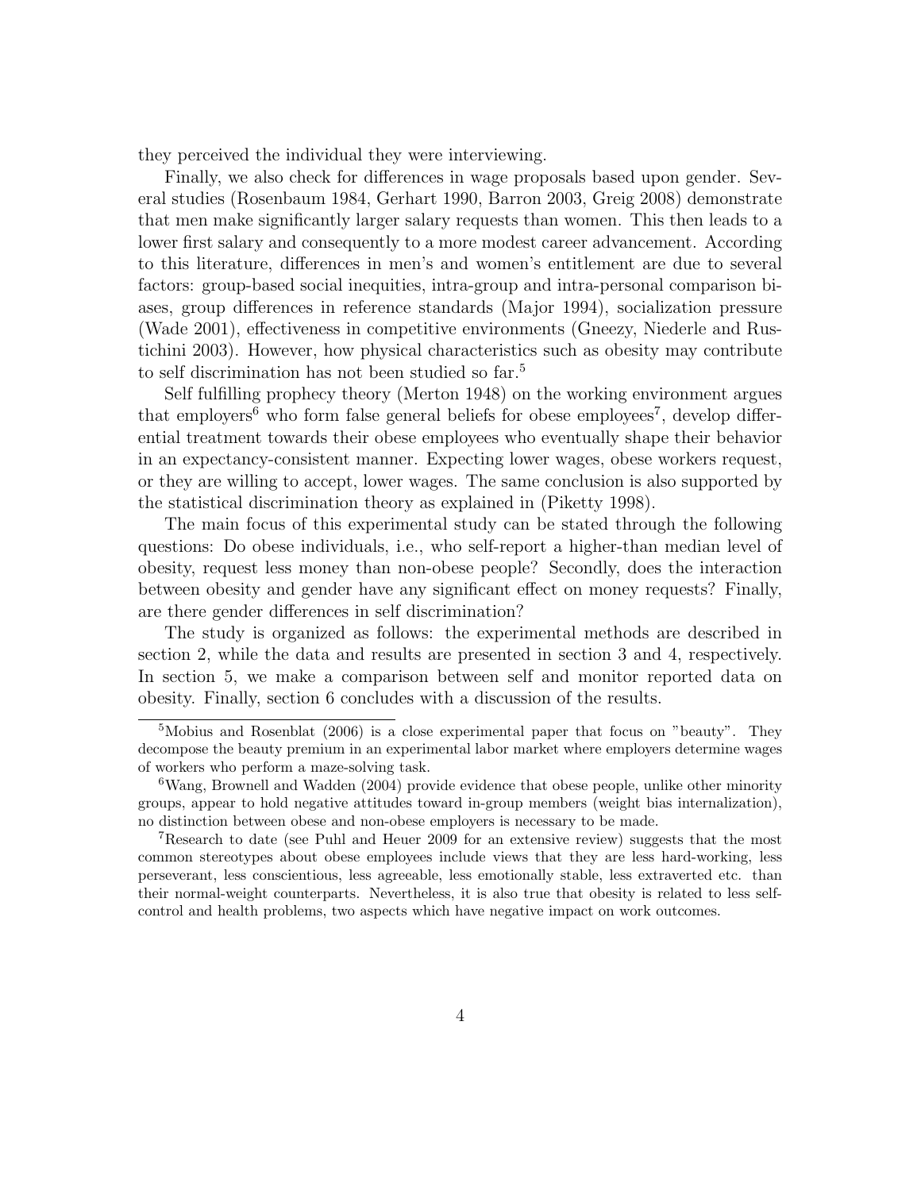they perceived the individual they were interviewing.

Finally, we also check for differences in wage proposals based upon gender. Several studies (Rosenbaum 1984, Gerhart 1990, Barron 2003, Greig 2008) demonstrate that men make significantly larger salary requests than women. This then leads to a lower first salary and consequently to a more modest career advancement. According to this literature, differences in men's and women's entitlement are due to several factors: group-based social inequities, intra-group and intra-personal comparison biases, group differences in reference standards (Major 1994), socialization pressure (Wade 2001), effectiveness in competitive environments (Gneezy, Niederle and Rustichini 2003). However, how physical characteristics such as obesity may contribute to self discrimination has not been studied so far.[5]

Self fulfilling prophecy theory (Merton 1948) on the working environment argues that employers[6] who form false general beliefs for obese employees[7], develop differential treatment towards their obese employees who eventually shape their behavior in an expectancy-consistent manner. Expecting lower wages, obese workers request, or they are willing to accept, lower wages. The same conclusion is also supported by the statistical discrimination theory as explained in (Piketty 1998).

The main focus of this experimental study can be stated through the following questions: Do obese individuals, i.e., who self-report a higher-than median level of obesity, request less money than non-obese people? Secondly, does the interaction between obesity and gender have any significant effect on money requests? Finally, are there gender differences in self discrimination?

The study is organized as follows: the experimental methods are described in section 2, while the data and results are presented in section 3 and 4, respectively. In section 5, we make a comparison between self and monitor reported data on obesity. Finally, section 6 concludes with a discussion of the results.

---

[5] Mobius and Rosenblat (2006) is a close experimental paper that focus on "beauty". They decompose the beauty premium in an experimental labor market where employers determine wages of workers who perform a maze-solving task.

[6] Wang, Brownell and Wadden (2004) provide evidence that obese people, unlike other minority groups, appear to hold negative attitudes toward in-group members (weight bias internalization), no distinction between obese and non-obese employers is necessary to be made.

[7] Research to date (see Puhl and Heuer 2009 for an extensive review) suggests that the most common stereotypes about obese employees include views that they are less hard-working, less perseverant, less conscientious, less agreeable, less emotionally stable, less extraverted etc. than their normal-weight counterparts. Nevertheless, it is also true that obesity is related to less self-control and health problems, two aspects which have negative impact on work outcomes.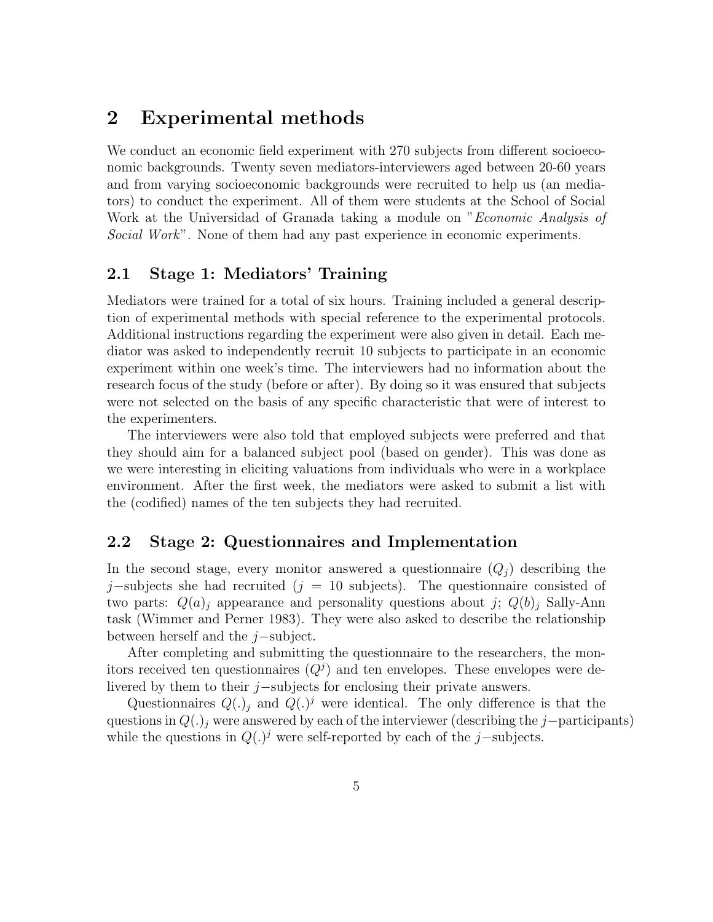# 2 Experimental methods

We conduct an economic field experiment with 270 subjects from different socioeconomic backgrounds. Twenty seven mediators-interviewers aged between 20-60 years and from varying socioeconomic backgrounds were recruited to help us (an mediators) to conduct the experiment. All of them were students at the School of Social Work at the Universidad of Granada taking a module on "*Economic Analysis of Social Work*". None of them had any past experience in economic experiments.

## 2.1 Stage 1: Mediators' Training

Mediators were trained for a total of six hours. Training included a general description of experimental methods with special reference to the experimental protocols. Additional instructions regarding the experiment were also given in detail. Each mediator was asked to independently recruit 10 subjects to participate in an economic experiment within one week's time. The interviewers had no information about the research focus of the study (before or after). By doing so it was ensured that subjects were not selected on the basis of any specific characteristic that were of interest to the experimenters.

The interviewers were also told that employed subjects were preferred and that they should aim for a balanced subject pool (based on gender). This was done as we were interesting in eliciting valuations from individuals who were in a workplace environment. After the first week, the mediators were asked to submit a list with the (codified) names of the ten subjects they had recruited.

## 2.2 Stage 2: Questionnaires and Implementation

In the second stage, every monitor answered a questionnaire ($Q_j$) describing the $j-$subjects she had recruited ($j = 10$ subjects). The questionnaire consisted of two parts: $Q(a)_j$ appearance and personality questions about $j$; $Q(b)_j$ Sally-Ann task (Wimmer and Perner 1983). They were also asked to describe the relationship between herself and the $j-$subject.

After completing and submitting the questionnaire to the researchers, the monitors received ten questionnaires ($Q^j$) and ten envelopes. These envelopes were delivered by them to their $j-$subjects for enclosing their private answers.

Questionnaires $Q(.)_j$ and $Q(.)^j$ were identical. The only difference is that the questions in $Q(.)_j$ were answered by each of the interviewer (describing the $j-$participants) while the questions in $Q(.)^j$ were self-reported by each of the $j-$subjects.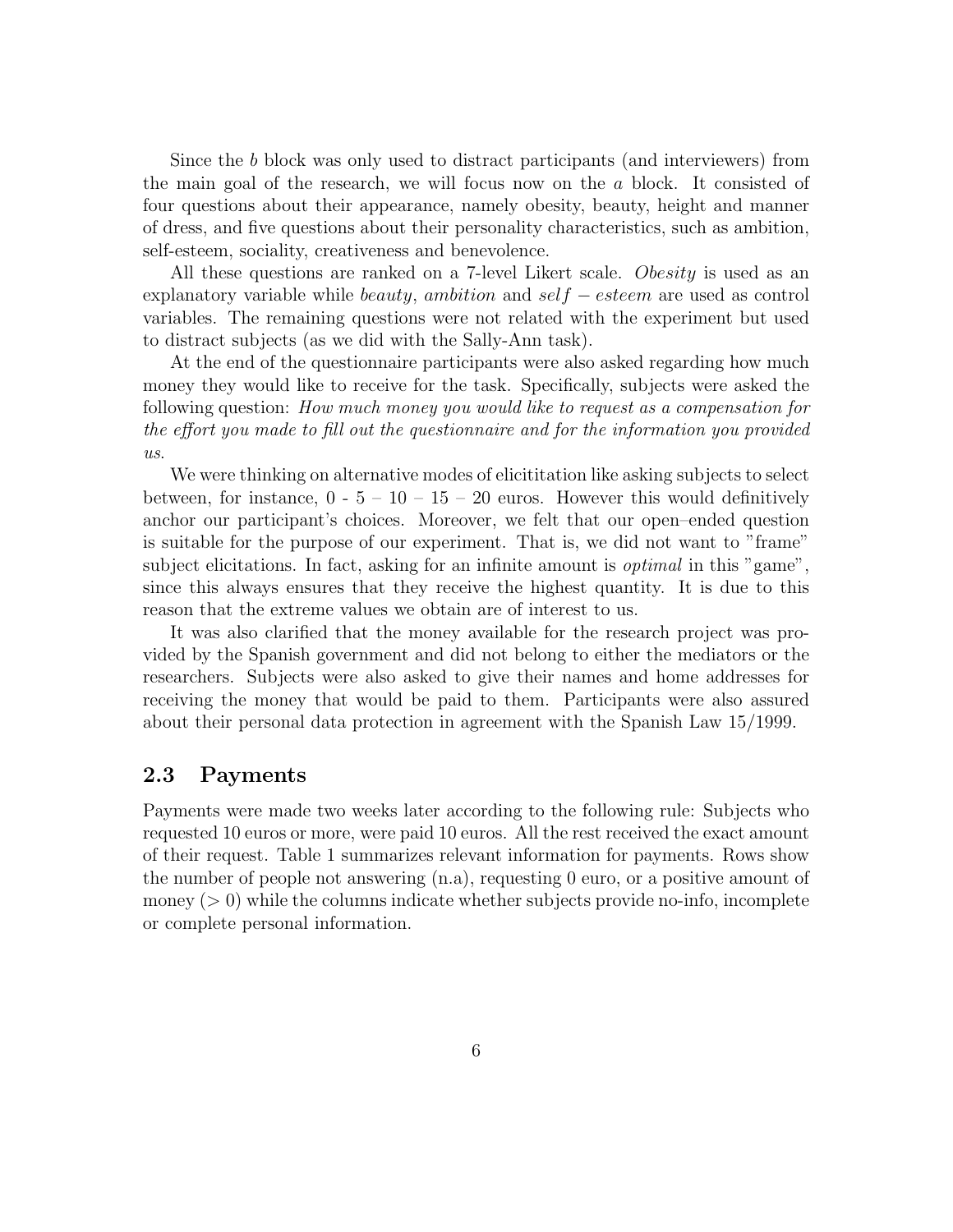Since the *b* block was only used to distract participants (and interviewers) from the main goal of the research, we will focus now on the *a* block. It consisted of four questions about their appearance, namely obesity, beauty, height and manner of dress, and five questions about their personality characteristics, such as ambition, self-esteem, sociality, creativeness and benevolence.

All these questions are ranked on a 7-level Likert scale. *Obesity* is used as an explanatory variable while *beauty*, *ambition* and $self-esteem$ are used as control variables. The remaining questions were not related with the experiment but used to distract subjects (as we did with the Sally-Ann task).

At the end of the questionnaire participants were also asked regarding how much money they would like to receive for the task. Specifically, subjects were asked the following question: *How much money you would like to request as a compensation for the effort you made to fill out the questionnaire and for the information you provided us.*

We were thinking on alternative modes of elicititation like asking subjects to select between, for instance, 0 - 5 – 10 – 15 – 20 euros. However this would definitively anchor our participant's choices. Moreover, we felt that our open–ended question is suitable for the purpose of our experiment. That is, we did not want to "frame" subject elicitations. In fact, asking for an infinite amount is *optimal* in this "game", since this always ensures that they receive the highest quantity. It is due to this reason that the extreme values we obtain are of interest to us.

It was also clarified that the money available for the research project was provided by the Spanish government and did not belong to either the mediators or the researchers. Subjects were also asked to give their names and home addresses for receiving the money that would be paid to them. Participants were also assured about their personal data protection in agreement with the Spanish Law 15/1999.

## 2.3 Payments

Payments were made two weeks later according to the following rule: Subjects who requested 10 euros or more, were paid 10 euros. All the rest received the exact amount of their request. Table 1 summarizes relevant information for payments. Rows show the number of people not answering (n.a), requesting 0 euro, or a positive amount of money ($> 0$) while the columns indicate whether subjects provide no-info, incomplete or complete personal information.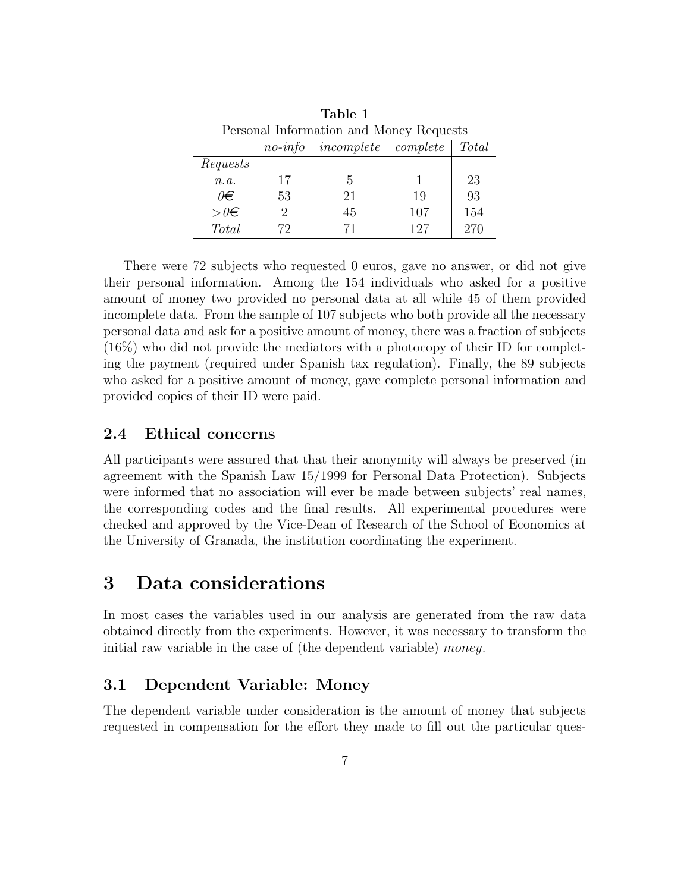**Table 1**
Personal Information and Money Requests

| | *no-info* | *incomplete* | *complete* | *Total* |
|---|---|---|---|---|
| *Requests* | | | | |
| *n.a.* | 17 | 5 | 1 | 23 |
| *0€* | 53 | 21 | 19 | 93 |
| *>0€* | 2 | 45 | 107 | 154 |
| *Total* | 72 | 71 | 127 | 270 |

There were 72 subjects who requested 0 euros, gave no answer, or did not give their personal information. Among the 154 individuals who asked for a positive amount of money two provided no personal data at all while 45 of them provided incomplete data. From the sample of 107 subjects who both provide all the necessary personal data and ask for a positive amount of money, there was a fraction of subjects (16%) who did not provide the mediators with a photocopy of their ID for completing the payment (required under Spanish tax regulation). Finally, the 89 subjects who asked for a positive amount of money, gave complete personal information and provided copies of their ID were paid.

### 2.4 Ethical concerns

All participants were assured that that their anonymity will always be preserved (in agreement with the Spanish Law 15/1999 for Personal Data Protection). Subjects were informed that no association will ever be made between subjects' real names, the corresponding codes and the final results. All experimental procedures were checked and approved by the Vice-Dean of Research of the School of Economics at the University of Granada, the institution coordinating the experiment.

## 3 Data considerations

In most cases the variables used in our analysis are generated from the raw data obtained directly from the experiments. However, it was necessary to transform the initial raw variable in the case of (the dependent variable) *money*.

### 3.1 Dependent Variable: Money

The dependent variable under consideration is the amount of money that subjects requested in compensation for the effort they made to fill out the particular ques-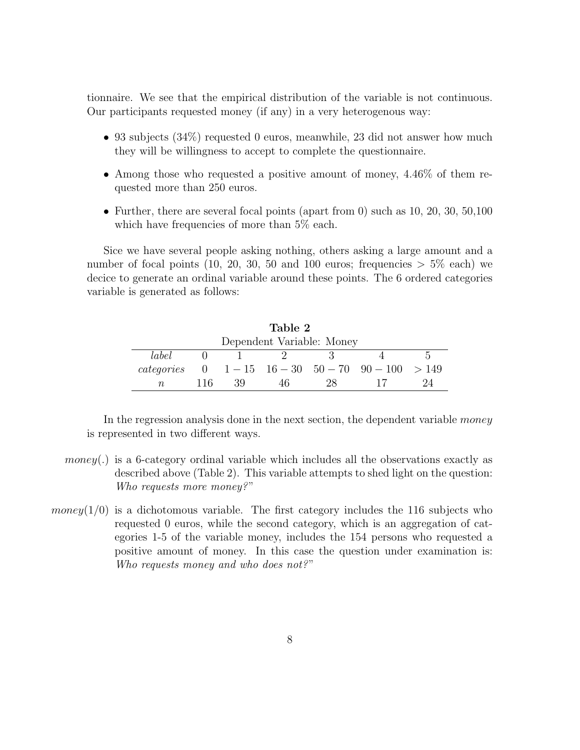tionnaire. We see that the empirical distribution of the variable is not continuous. Our participants requested money (if any) in a very heterogenous way:

- 93 subjects (34%) requested 0 euros, meanwhile, 23 did not answer how much they will be willingness to accept to complete the questionnaire.
- Among those who requested a positive amount of money, 4.46% of them requested more than 250 euros.
- Further, there are several focal points (apart from 0) such as 10, 20, 30, 50,100 which have frequencies of more than 5% each.

Sice we have several people asking nothing, others asking a large amount and a number of focal points (10, 20, 30, 50 and 100 euros; frequencies > 5% each) we decice to generate an ordinal variable around these points. The 6 ordered categories variable is generated as follows:

**Table 2**

Dependent Variable: Money

| *label* | 0 | 1 | 2 | 3 | 4 | 5 |
|---|---|---|---|---|---|---|
| *categories* | 0 | $1-15$ | $16-30$ | $50-70$ | $90-100$ | $>149$ |
| $n$ | 116 | 39 | 46 | 28 | 17 | 24 |

In the regression analysis done in the next section, the dependent variable *money* is represented in two different ways.

*money*(.) is a 6-category ordinal variable which includes all the observations exactly as described above (Table 2). This variable attempts to shed light on the question: *Who requests more money?*"

*money*(1/0) is a dichotomous variable. The first category includes the 116 subjects who requested 0 euros, while the second category, which is an aggregation of categories 1-5 of the variable money, includes the 154 persons who requested a positive amount of money. In this case the question under examination is: *Who requests money and who does not?*"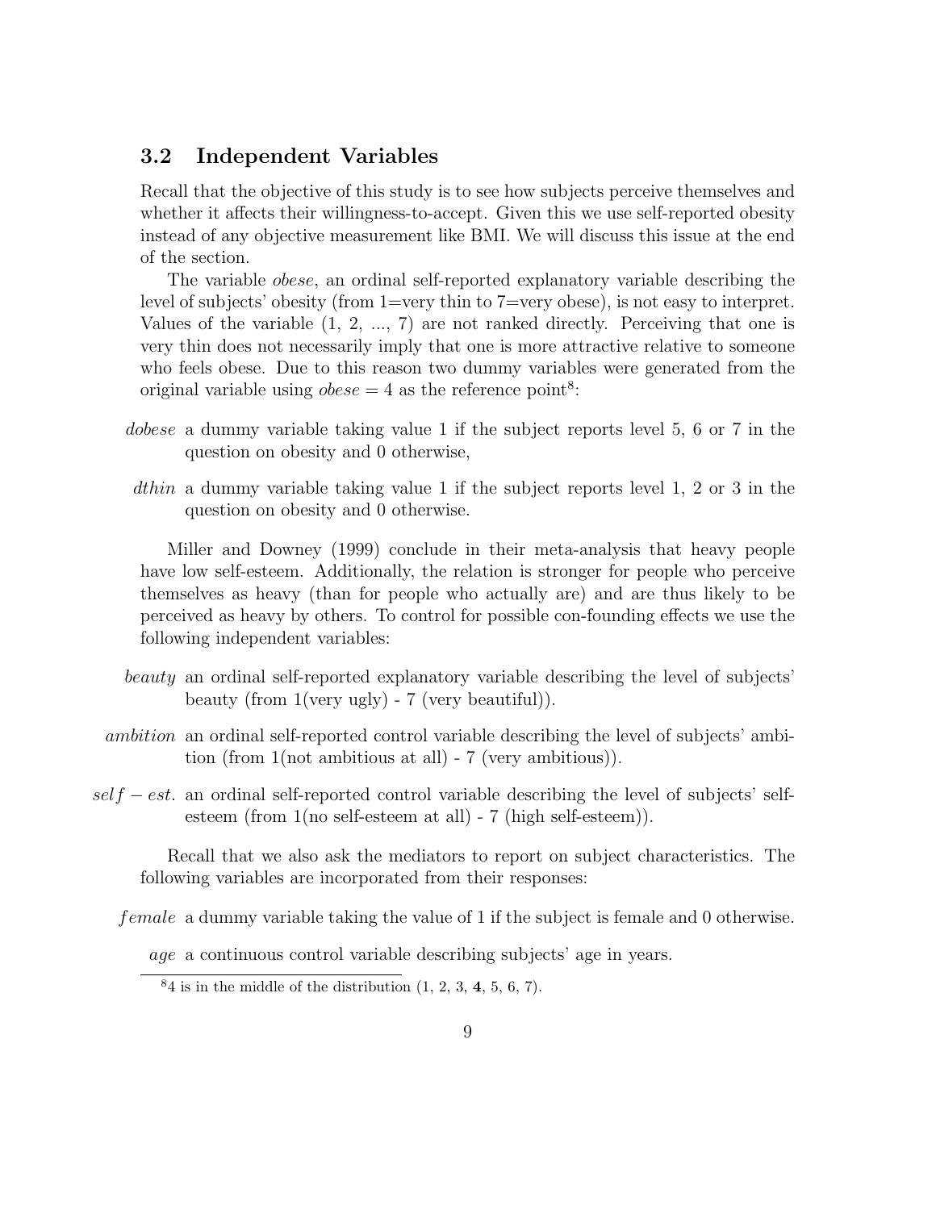## 3.2 Independent Variables

Recall that the objective of this study is to see how subjects perceive themselves and whether it affects their willingness-to-accept. Given this we use self-reported obesity instead of any objective measurement like BMI. We will discuss this issue at the end of the section.

The variable *obese*, an ordinal self-reported explanatory variable describing the level of subjects' obesity (from 1=very thin to 7=very obese), is not easy to interpret. Values of the variable (1, 2, ..., 7) are not ranked directly. Perceiving that one is very thin does not necessarily imply that one is more attractive relative to someone who feels obese. Due to this reason two dummy variables were generated from the original variable using $obese = 4$ as the reference point[8]:

- *dobese* a dummy variable taking value 1 if the subject reports level 5, 6 or 7 in the question on obesity and 0 otherwise,
- *dthin* a dummy variable taking value 1 if the subject reports level 1, 2 or 3 in the question on obesity and 0 otherwise.

Miller and Downey (1999) conclude in their meta-analysis that heavy people have low self-esteem. Additionally, the relation is stronger for people who perceive themselves as heavy (than for people who actually are) and are thus likely to be perceived as heavy by others. To control for possible con-founding effects we use the following independent variables:

- *beauty* an ordinal self-reported explanatory variable describing the level of subjects' beauty (from 1(very ugly) - 7 (very beautiful)).
- *ambition* an ordinal self-reported control variable describing the level of subjects' ambition (from 1(not ambitious at all) - 7 (very ambitious)).
- $self - est.$ an ordinal self-reported control variable describing the level of subjects' self-esteem (from 1(no self-esteem at all) - 7 (high self-esteem)).

Recall that we also ask the mediators to report on subject characteristics. The following variables are incorporated from their responses:

- *female* a dummy variable taking the value of 1 if the subject is female and 0 otherwise.
- *age* a continuous control variable describing subjects' age in years.

[8] 4 is in the middle of the distribution (1, 2, 3, **4**, 5, 6, 7).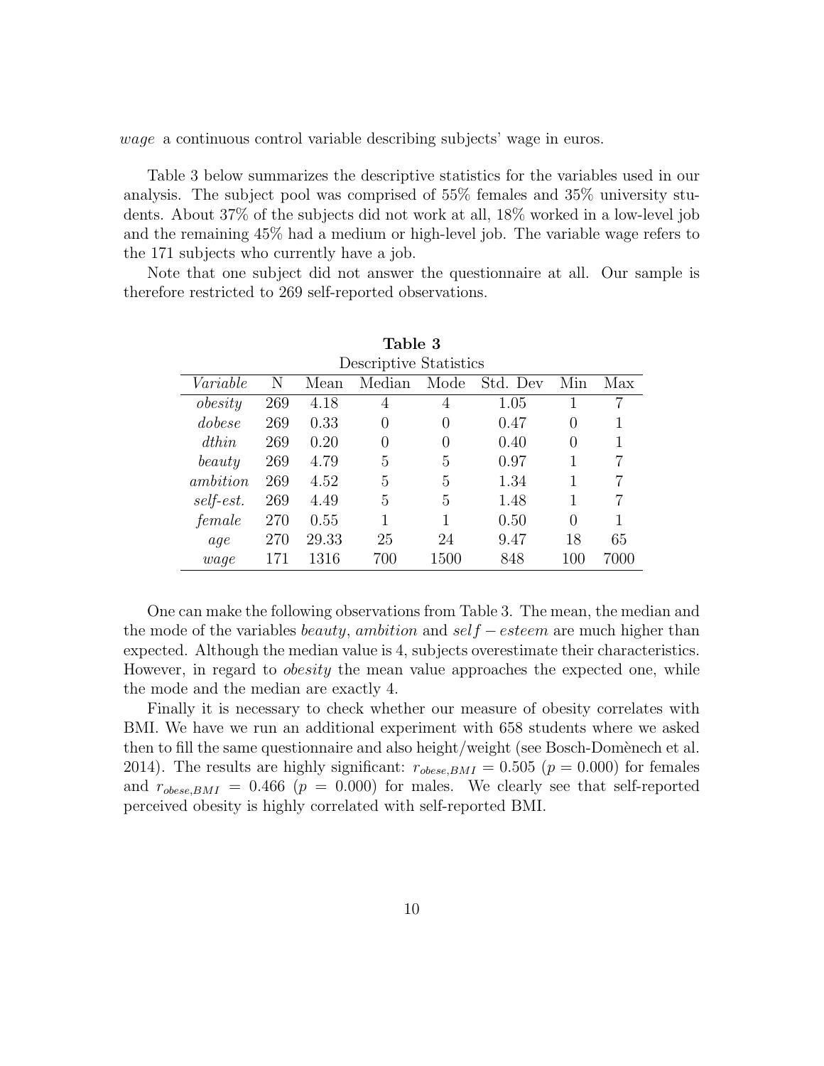*wage* a continuous control variable describing subjects' wage in euros.

Table 3 below summarizes the descriptive statistics for the variables used in our analysis. The subject pool was comprised of 55% females and 35% university students. About 37% of the subjects did not work at all, 18% worked in a low-level job and the remaining 45% had a medium or high-level job. The variable wage refers to the 171 subjects who currently have a job.

Note that one subject did not answer the questionnaire at all. Our sample is therefore restricted to 269 self-reported observations.

**Table 3**
Descriptive Statistics

| *Variable* | N | Mean | Median | Mode | Std. Dev | Min | Max |
|---|---|---|---|---|---|---|---|
| *obesity* | 269 | 4.18 | 4 | 4 | 1.05 | 1 | 7 |
| *dobese* | 269 | 0.33 | 0 | 0 | 0.47 | 0 | 1 |
| *dthin* | 269 | 0.20 | 0 | 0 | 0.40 | 0 | 1 |
| *beauty* | 269 | 4.79 | 5 | 5 | 0.97 | 1 | 7 |
| *ambition* | 269 | 4.52 | 5 | 5 | 1.34 | 1 | 7 |
| *self-est.* | 269 | 4.49 | 5 | 5 | 1.48 | 1 | 7 |
| *female* | 270 | 0.55 | 1 | 1 | 0.50 | 0 | 1 |
| *age* | 270 | 29.33 | 25 | 24 | 9.47 | 18 | 65 |
| *wage* | 171 | 1316 | 700 | 1500 | 848 | 100 | 7000 |

One can make the following observations from Table 3. The mean, the median and the mode of the variables *beauty*, *ambition* and $self-esteem$ are much higher than expected. Although the median value is 4, subjects overestimate their characteristics. However, in regard to *obesity* the mean value approaches the expected one, while the mode and the median are exactly 4.

Finally it is necessary to check whether our measure of obesity correlates with BMI. We have we run an additional experiment with 658 students where we asked then to fill the same questionnaire and also height/weight (see Bosch-Domènech et al. 2014). The results are highly significant: $r_{obese,BMI} = 0.505$ ($p = 0.000$) for females and $r_{obese,BMI} = 0.466$ ($p = 0.000$) for males. We clearly see that self-reported perceived obesity is highly correlated with self-reported BMI.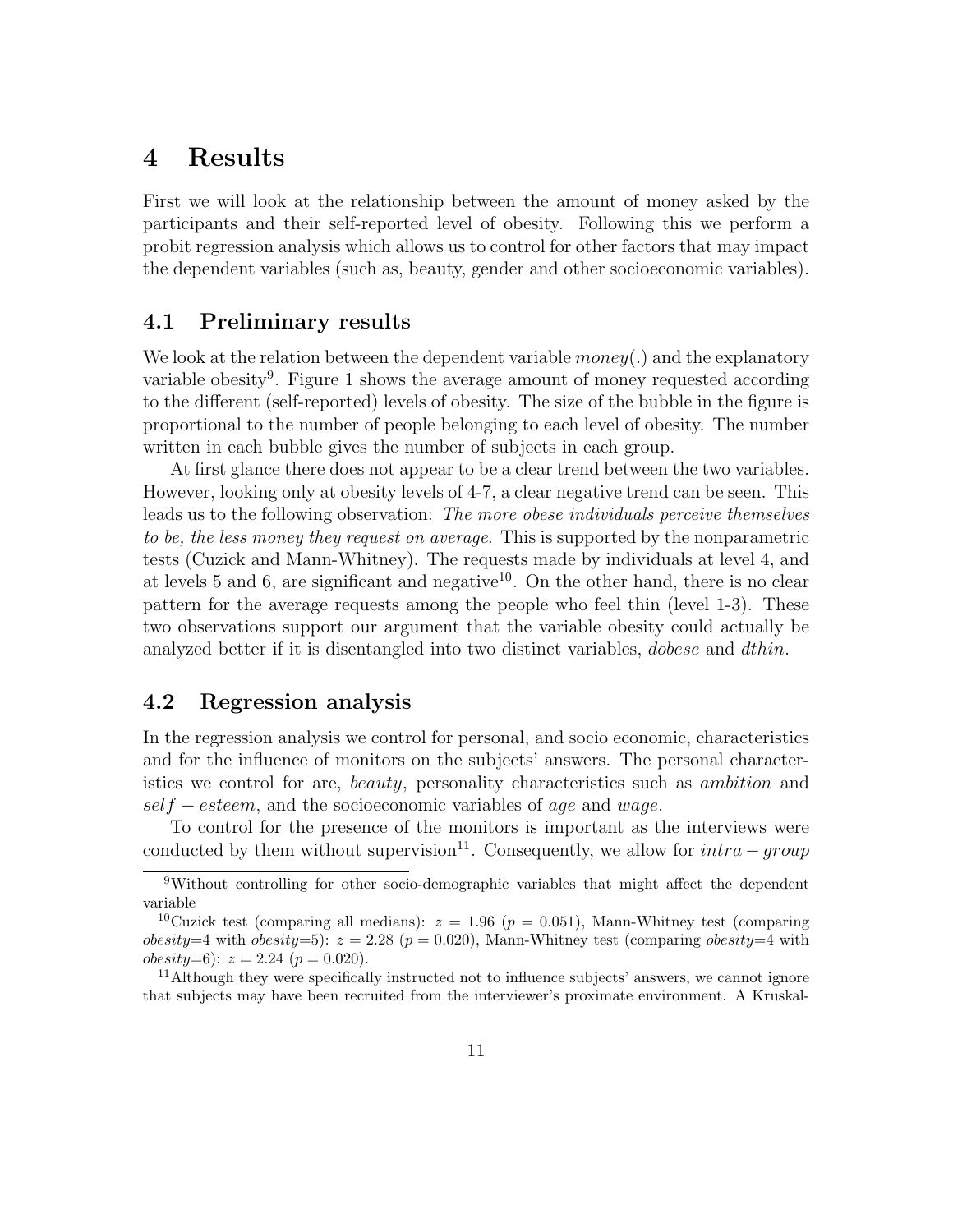# 4 Results

First we will look at the relationship between the amount of money asked by the participants and their self-reported level of obesity. Following this we perform a probit regression analysis which allows us to control for other factors that may impact the dependent variables (such as, beauty, gender and other socioeconomic variables).

## 4.1 Preliminary results

We look at the relation between the dependent variable $money(.)$ and the explanatory variable obesity[9]. Figure 1 shows the average amount of money requested according to the different (self-reported) levels of obesity. The size of the bubble in the figure is proportional to the number of people belonging to each level of obesity. The number written in each bubble gives the number of subjects in each group.

At first glance there does not appear to be a clear trend between the two variables. However, looking only at obesity levels of 4-7, a clear negative trend can be seen. This leads us to the following observation: *The more obese individuals perceive themselves to be, the less money they request on average*. This is supported by the nonparametric tests (Cuzick and Mann-Whitney). The requests made by individuals at level 4, and at levels 5 and 6, are significant and negative[10]. On the other hand, there is no clear pattern for the average requests among the people who feel thin (level 1-3). These two observations support our argument that the variable obesity could actually be analyzed better if it is disentangled into two distinct variables, *dobese* and *dthin*.

## 4.2 Regression analysis

In the regression analysis we control for personal, and socio economic, characteristics and for the influence of monitors on the subjects' answers. The personal characteristics we control for are, *beauty*, personality characteristics such as *ambition* and $self-esteem$, and the socioeconomic variables of *age* and *wage*.

To control for the presence of the monitors is important as the interviews were conducted by them without supervision[11]. Consequently, we allow for $intra-group$

---

[9] Without controlling for other socio-demographic variables that might affect the dependent variable

[10] Cuzick test (comparing all medians): $z = 1.96$ ($p = 0.051$), Mann-Whitney test (comparing *obesity*=4 with *obesity*=5): $z = 2.28$ ($p = 0.020$), Mann-Whitney test (comparing *obesity*=4 with *obesity*=6): $z = 2.24$ ($p = 0.020$).

[11] Although they were specifically instructed not to influence subjects' answers, we cannot ignore that subjects may have been recruited from the interviewer's proximate environment. A Kruskal-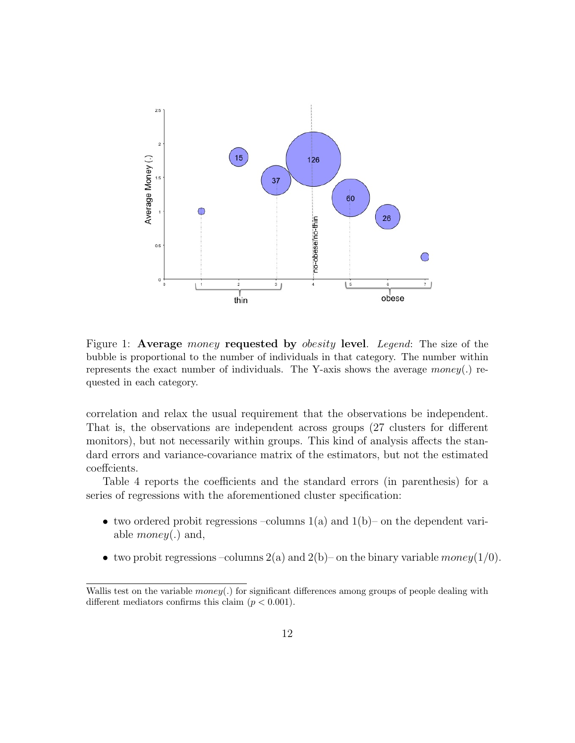Figure 1: **Average *money* requested by *obesity* level**. *Legend*: The size of the bubble is proportional to the number of individuals in that category. The number within represents the exact number of individuals. The Y-axis shows the average *money*(.) requested in each category.

correlation and relax the usual requirement that the observations be independent. That is, the observations are independent across groups (27 clusters for different monitors), but not necessarily within groups. This kind of analysis affects the standard errors and variance-covariance matrix of the estimators, but not the estimated coeffcients.

Table 4 reports the coefficients and the standard errors (in parenthesis) for a series of regressions with the aforementioned cluster specification:

- two ordered probit regressions –columns 1(a) and 1(b)– on the dependent variable *money*(.) and,
- two probit regressions –columns 2(a) and 2(b)– on the binary variable *money*(1/0).

Wallis test on the variable *money*(.) for significant differences among groups of people dealing with different mediators confirms this claim ($p < 0.001$).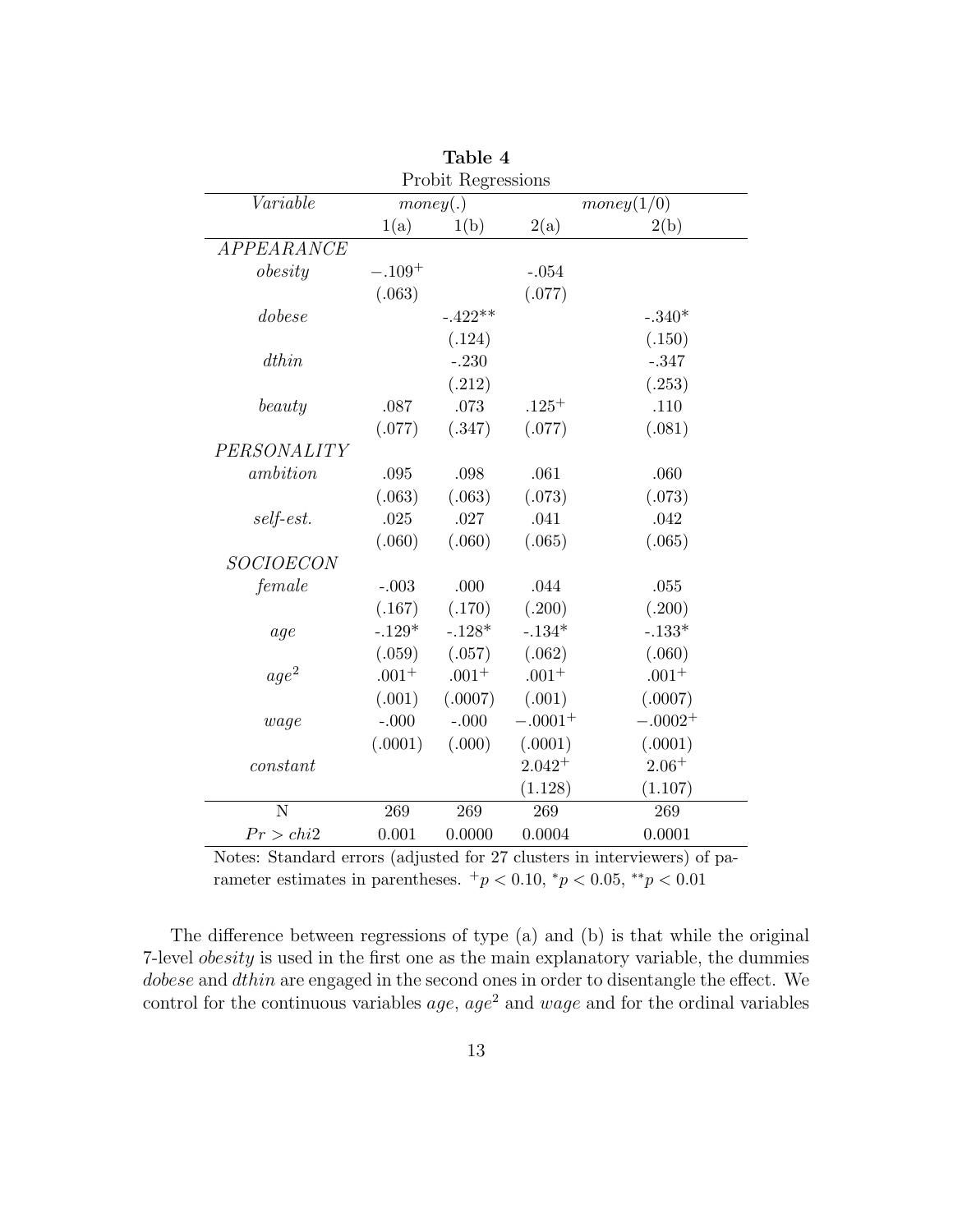**Table 4**

Probit Regressions

| *Variable* | *money*(.) | | *money*(1/0) | |
|---|---|---|---|---|
| | 1(a) | 1(b) | 2(a) | 2(b) |
| *APPEARANCE* | | | | |
| *obesity* | $-.109^{+}$ | | -.054 | |
| | (.063) | | (.077) | |
| *dobese* | | -.422** | | -.340* |
| | | (.124) | | (.150) |
| *dthin* | | -.230 | | -.347 |
| | | (.212) | | (.253) |
| *beauty* | .087 | .073 | $.125^{+}$ | .110 |
| | (.077) | (.347) | (.077) | (.081) |
| *PERSONALITY* | | | | |
| *ambition* | .095 | .098 | .061 | .060 |
| | (.063) | (.063) | (.073) | (.073) |
| *self-est.* | .025 | .027 | .041 | .042 |
| | (.060) | (.060) | (.065) | (.065) |
| *SOCIOECON* | | | | |
| *female* | -.003 | .000 | .044 | .055 |
| | (.167) | (.170) | (.200) | (.200) |
| *age* | -.129* | -.128* | -.134* | -.133* |
| | (.059) | (.057) | (.062) | (.060) |
| $age^2$ | $.001^{+}$ | $.001^{+}$ | $.001^{+}$ | $.001^{+}$ |
| | (.001) | (.0007) | (.001) | (.0007) |
| *wage* | -.000 | -.000 | $-.0001^{+}$ | $-.0002^{+}$ |
| | (.0001) | (.000) | (.0001) | (.0001) |
| *constant* | | | $2.042^{+}$ | $2.06^{+}$ |
| | | | (1.128) | (1.107) |
| N | 269 | 269 | 269 | 269 |
| $Pr > chi2$ | 0.001 | 0.0000 | 0.0004 | 0.0001 |

Notes: Standard errors (adjusted for 27 clusters in interviewers) of parameter estimates in parentheses. $^{+}p < 0.10$, $^{*}p < 0.05$, $^{**}p < 0.01$

The difference between regressions of type (a) and (b) is that while the original 7-level *obesity* is used in the first one as the main explanatory variable, the dummies *dobese* and *dthin* are engaged in the second ones in order to disentangle the effect. We control for the continuous variables *age*, $age^2$ and *wage* and for the ordinal variables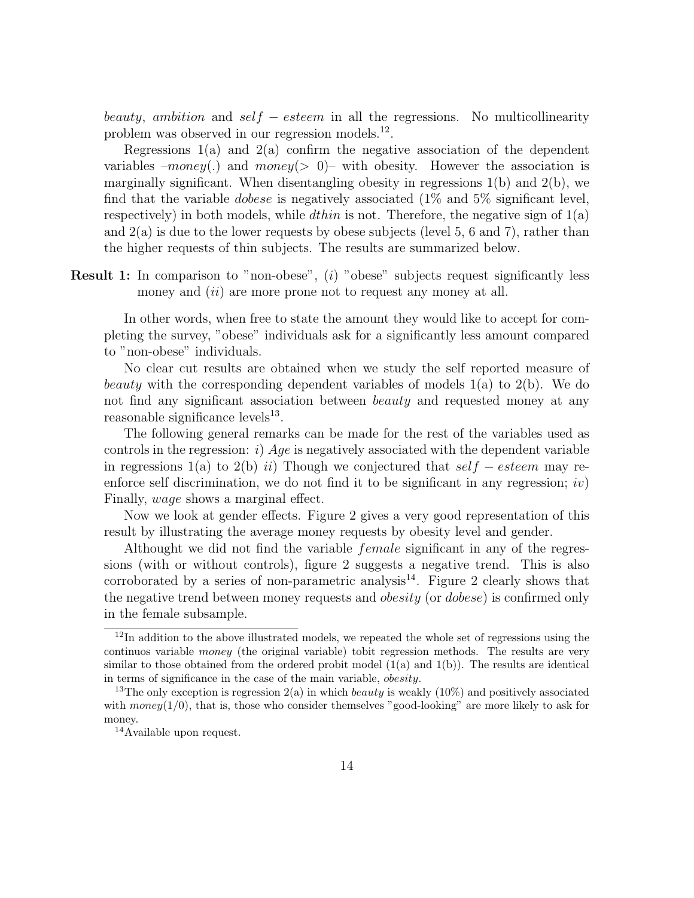*beauty*, *ambition* and $self - esteem$ in all the regressions. No multicollinearity problem was observed in our regression models.[12].

Regressions 1(a) and 2(a) confirm the negative association of the dependent variables –*money*(.) and $money(> 0)$– with obesity. However the association is marginally significant. When disentangling obesity in regressions 1(b) and 2(b), we find that the variable *dobese* is negatively associated (1% and 5% significant level, respectively) in both models, while *dthin* is not. Therefore, the negative sign of 1(a) and 2(a) is due to the lower requests by obese subjects (level 5, 6 and 7), rather than the higher requests of thin subjects. The results are summarized below.

**Result 1:** In comparison to "non-obese", (*i*) "obese" subjects request significantly less money and (*ii*) are more prone not to request any money at all.

In other words, when free to state the amount they would like to accept for completing the survey, "obese" individuals ask for a significantly less amount compared to "non-obese" individuals.

No clear cut results are obtained when we study the self reported measure of *beauty* with the corresponding dependent variables of models 1(a) to 2(b). We do not find any significant association between *beauty* and requested money at any reasonable significance levels[13].

The following general remarks can be made for the rest of the variables used as controls in the regression: *i*) *Age* is negatively associated with the dependent variable in regressions 1(a) to 2(b) *ii*) Though we conjectured that $self - esteem$ may reenforce self discrimination, we do not find it to be significant in any regression; *iv*) Finally, *wage* shows a marginal effect.

Now we look at gender effects. Figure 2 gives a very good representation of this result by illustrating the average money requests by obesity level and gender.

Althought we did not find the variable $female$ significant in any of the regressions (with or without controls), figure 2 suggests a negative trend. This is also corroborated by a series of non-parametric analysis[14]. Figure 2 clearly shows that the negative trend between money requests and *obesity* (or *dobese*) is confirmed only in the female subsample.

---

[12] In addition to the above illustrated models, we repeated the whole set of regressions using the continuos variable *money* (the original variable) tobit regression methods. The results are very similar to those obtained from the ordered probit model (1(a) and 1(b)). The results are identical in terms of significance in the case of the main variable, *obesity*.

[13] The only exception is regression 2(a) in which *beauty* is weakly (10%) and positively associated with *money*(1/0), that is, those who consider themselves "good-looking" are more likely to ask for money.

[14] Available upon request.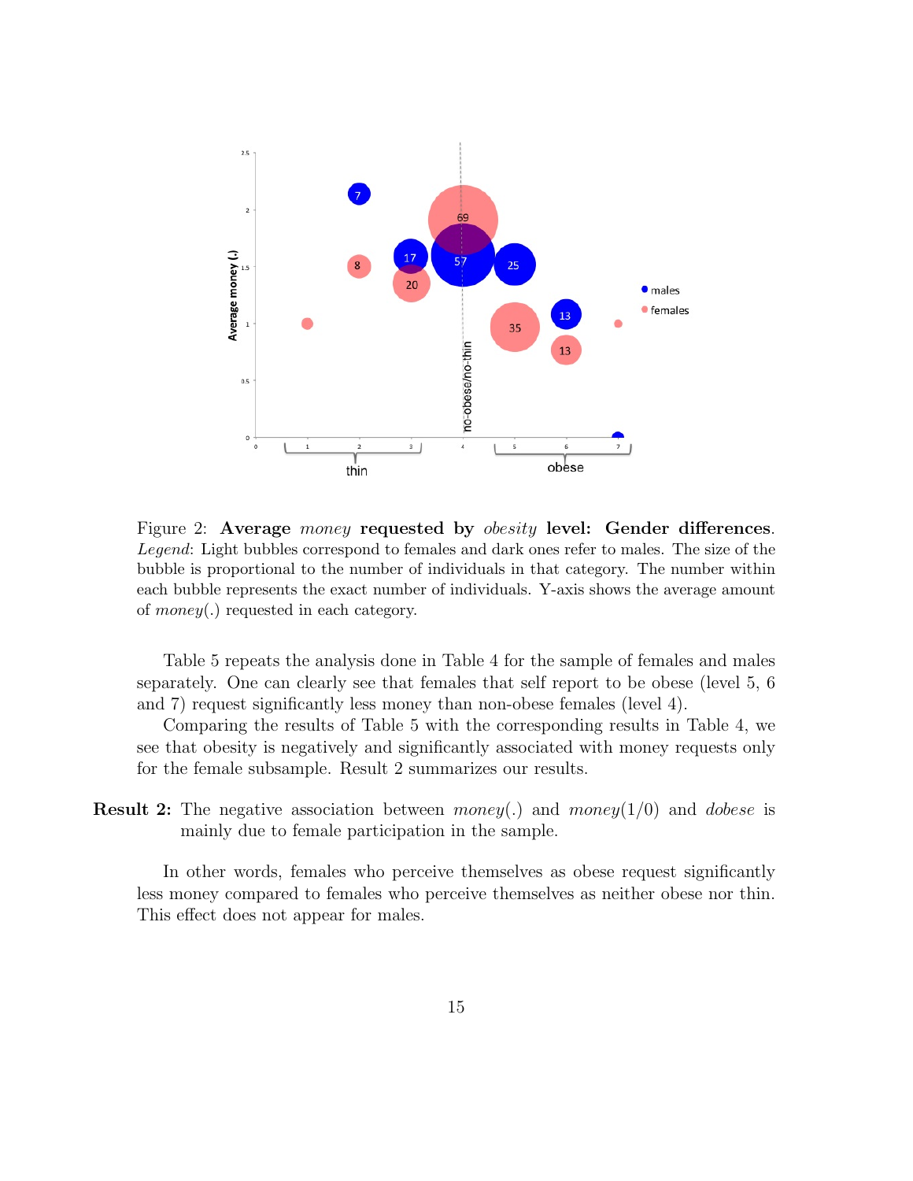Figure 2: **Average** *money* **requested by** *obesity* **level: Gender differences**. *Legend*: Light bubbles correspond to females and dark ones refer to males. The size of the bubble is proportional to the number of individuals in that category. The number within each bubble represents the exact number of individuals. Y-axis shows the average amount of *money*(.) requested in each category.

Table 5 repeats the analysis done in Table 4 for the sample of females and males separately. One can clearly see that females that self report to be obese (level 5, 6 and 7) request significantly less money than non-obese females (level 4).

Comparing the results of Table 5 with the corresponding results in Table 4, we see that obesity is negatively and significantly associated with money requests only for the female subsample. Result 2 summarizes our results.

**Result 2:** The negative association between *money*(.) and *money*(1/0) and *dobese* is mainly due to female participation in the sample.

In other words, females who perceive themselves as obese request significantly less money compared to females who perceive themselves as neither obese nor thin. This effect does not appear for males.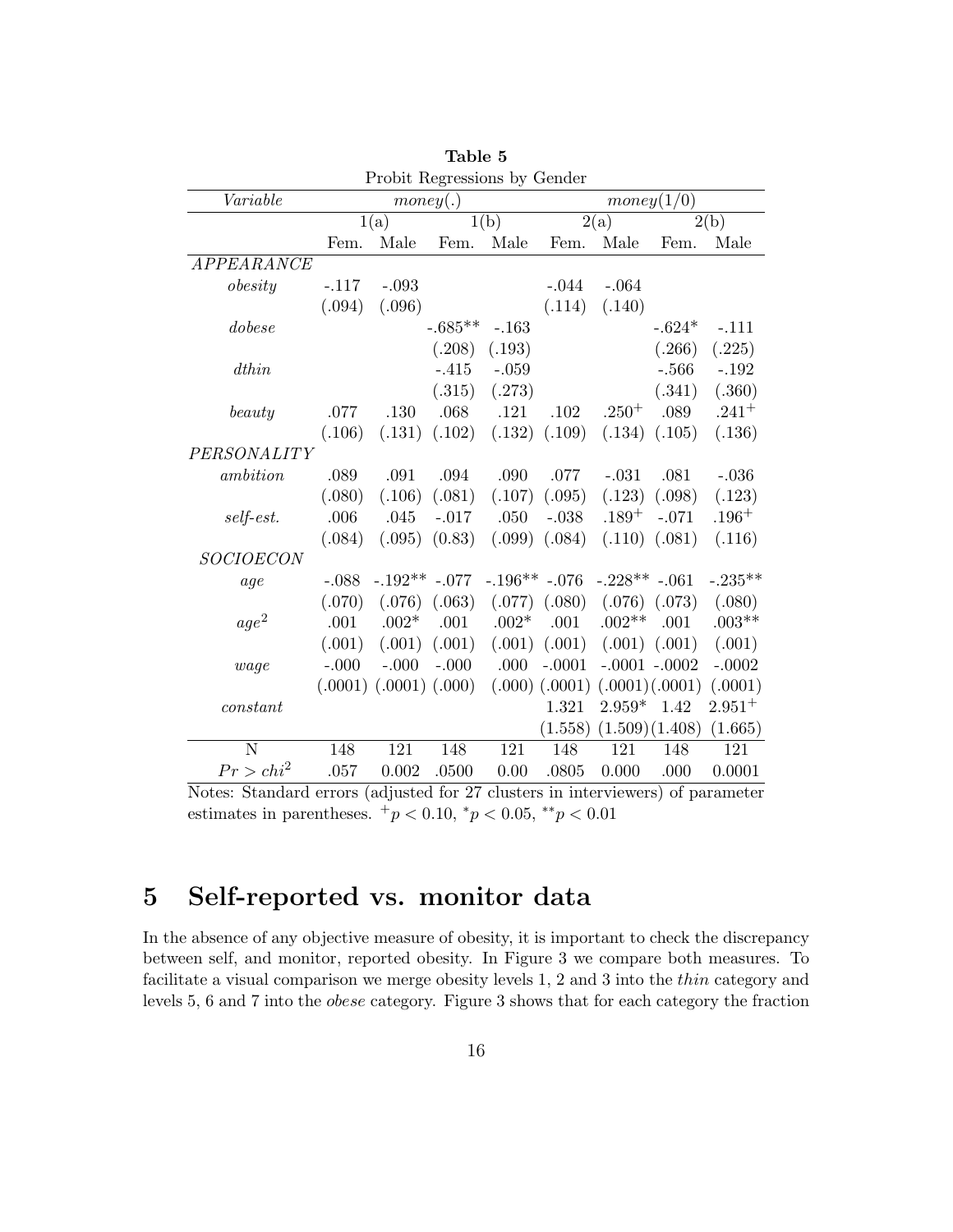**Table 5**

Probit Regressions by Gender

| *Variable* | *money(.)* | | | | *money(1/0)* | | | |
|---|---|---|---|---|---|---|---|---|
| | 1(a) | | 1(b) | | 2(a) | | 2(b) | |
| | Fem. | Male | Fem. | Male | Fem. | Male | Fem. | Male |
| *APPEARANCE* | | | | | | | | |
| *obesity* | -.117 | -.093 | | | -.044 | -.064 | | |
| | (.094) | (.096) | | | (.114) | (.140) | | |
| *dobese* | | | -.685** | -.163 | | | -.624* | -.111 |
| | | | (.208) | (.193) | | | (.266) | (.225) |
| *dthin* | | | -.415 | -.059 | | | -.566 | -.192 |
| | | | (.315) | (.273) | | | (.341) | (.360) |
| *beauty* | .077 | .130 | .068 | .121 | .102 | $.250^{+}$ | .089 | $.241^{+}$ |
| | (.106) | (.131) | (.102) | (.132) | (.109) | (.134) | (.105) | (.136) |
| *PERSONALITY* | | | | | | | | |
| *ambition* | .089 | .091 | .094 | .090 | .077 | -.031 | .081 | -.036 |
| | (.080) | (.106) | (.081) | (.107) | (.095) | (.123) | (.098) | (.123) |
| *self-est.* | .006 | .045 | -.017 | .050 | -.038 | $.189^{+}$ | -.071 | $.196^{+}$ |
| | (.084) | (.095) | (0.83) | (.099) | (.084) | (.110) | (.081) | (.116) |
| *SOCIOECON* | | | | | | | | |
| *age* | -.088 | -.192** | -.077 | -.196** | -.076 | -.228** | -.061 | -.235** |
| | (.070) | (.076) | (.063) | (.077) | (.080) | (.076) | (.073) | (.080) |
| $age^2$ | .001 | .002* | .001 | .002* | .001 | .002** | .001 | .003** |
| | (.001) | (.001) | (.001) | (.001) | (.001) | (.001) | (.001) | (.001) |
| *wage* | -.000 | -.000 | -.000 | .000 | -.0001 | -.0001 | -.0002 | -.0002 |
| | (.0001) | (.0001) | (.000) | (.000) | (.0001) | (.0001) | (.0001) | (.0001) |
| *constant* | | | | | 1.321 | 2.959* | 1.42 | $2.951^{+}$ |
| | | | | | (1.558) | (1.509) | (1.408) | (1.665) |
| N | 148 | 121 | 148 | 121 | 148 | 121 | 148 | 121 |
| $Pr > chi^2$ | .057 | 0.002 | .0500 | 0.00 | .0805 | 0.000 | .000 | 0.0001 |

Notes: Standard errors (adjusted for 27 clusters in interviewers) of parameter estimates in parentheses. $^{+}p < 0.10$, $^{*}p < 0.05$, $^{**}p < 0.01$

# 5 Self-reported vs. monitor data

In the absence of any objective measure of obesity, it is important to check the discrepancy between self, and monitor, reported obesity. In Figure 3 we compare both measures. To facilitate a visual comparison we merge obesity levels 1, 2 and 3 into the *thin* category and levels 5, 6 and 7 into the *obese* category. Figure 3 shows that for each category the fraction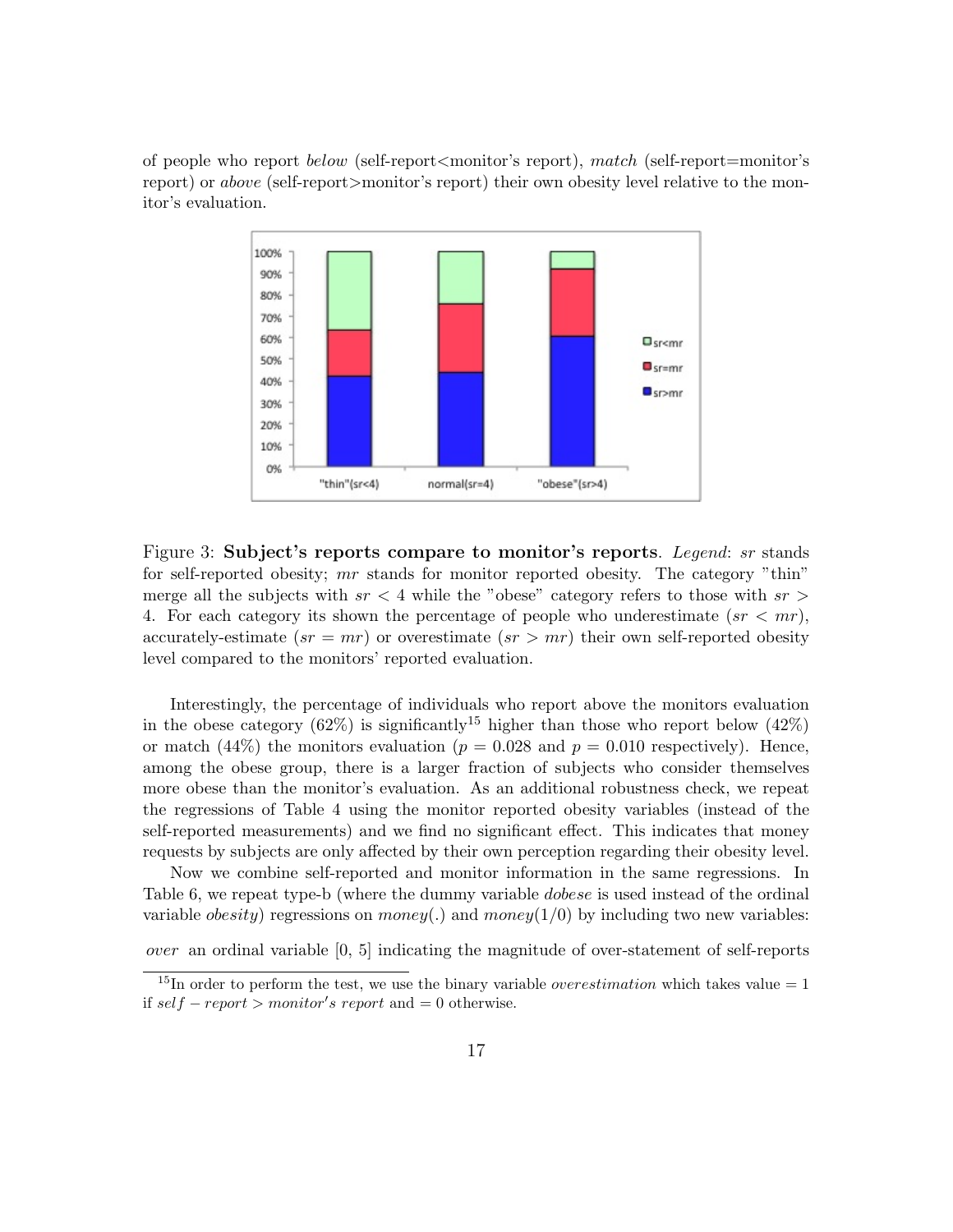of people who report *below* (self-report<monitor's report), *match* (self-report=monitor's report) or *above* (self-report>monitor's report) their own obesity level relative to the monitor's evaluation.

Figure 3: **Subject's reports compare to monitor's reports**. *Legend*: $sr$ stands for self-reported obesity; $mr$ stands for monitor reported obesity. The category "thin" merge all the subjects with $sr < 4$ while the "obese" category refers to those with $sr > 4$. For each category its shown the percentage of people who underestimate ($sr < mr$), accurately-estimate ($sr = mr$) or overestimate ($sr > mr$) their own self-reported obesity level compared to the monitors' reported evaluation.

Interestingly, the percentage of individuals who report above the monitors evaluation in the obese category (62%) is significantly[15] higher than those who report below (42%) or match (44%) the monitors evaluation ($p = 0.028$ and $p = 0.010$ respectively). Hence, among the obese group, there is a larger fraction of subjects who consider themselves more obese than the monitor's evaluation. As an additional robustness check, we repeat the regressions of Table 4 using the monitor reported obesity variables (instead of the self-reported measurements) and we find no significant effect. This indicates that money requests by subjects are only affected by their own perception regarding their obesity level.

Now we combine self-reported and monitor information in the same regressions. In Table 6, we repeat type-b (where the dummy variable *dobese* is used instead of the ordinal variable *obesity*) regressions on *money*(.) and *money*(1/0) by including two new variables:

*over* an ordinal variable [0, 5] indicating the magnitude of over-statement of self-reports

[15] In order to perform the test, we use the binary variable *overestimation* which takes value = 1 if $self - report > monitor's\ report$ and = 0 otherwise.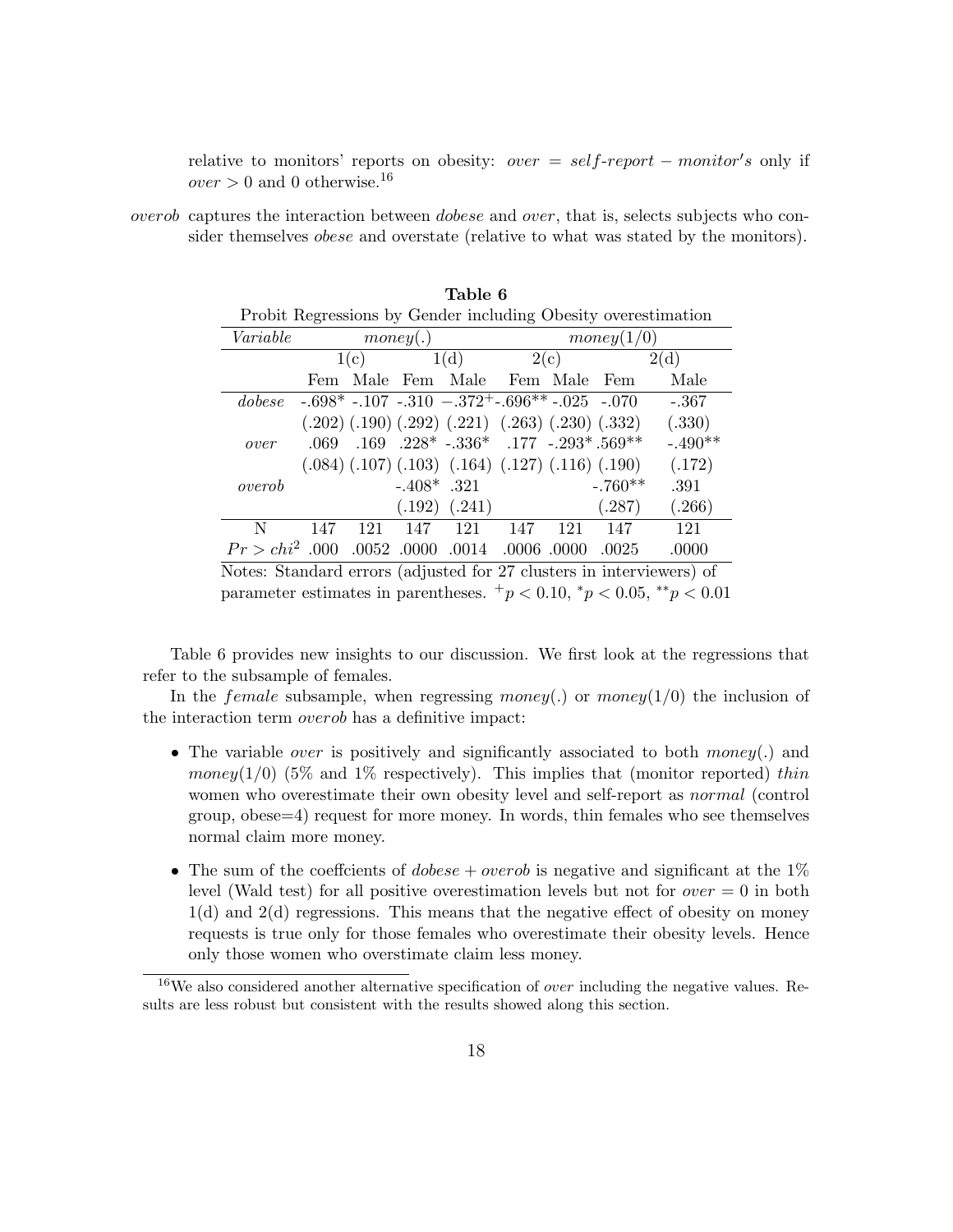relative to monitors' reports on obesity: $over = self\text{-}report - monitor's$ only if $over > 0$ and 0 otherwise.[16]

*overob* captures the interaction between *dobese* and *over*, that is, selects subjects who consider themselves *obese* and overstate (relative to what was stated by the monitors).

**Table 6**

Probit Regressions by Gender including Obesity overestimation

| *Variable* | *money*(.) | | | | *money*(1/0) | | | |
|---|---|---|---|---|---|---|---|---|
| | 1(c) | | 1(d) | | 2(c) | | 2(d) | |
| | Fem | Male | Fem | Male | Fem | Male | Fem | Male |
| *dobese* | -.698* | -.107 | -.310 | $-.372^{+}$ | -.696** | -.025 | -.070 | -.367 |
| | (.202) | (.190) | (.292) | (.221) | (.263) | (.230) | (.332) | (.330) |
| *over* | .069 | .169 | .228* | -.336* | .177 | -.293* | .569** | -.490** |
| | (.084) | (.107) | (.103) | (.164) | (.127) | (.116) | (.190) | (.172) |
| *overob* | | | -.408* | .321 | | | -.760** | .391 |
| | | | (.192) | (.241) | | | (.287) | (.266) |
| N | 147 | 121 | 147 | 121 | 147 | 121 | 147 | 121 |
| $Pr > chi^2$ | .000 | .0052 | .0000 | .0014 | .0006 | .0000 | .0025 | .0000 |

Notes: Standard errors (adjusted for 27 clusters in interviewers) of parameter estimates in parentheses. $^{+}p < 0.10$, $^{*}p < 0.05$, $^{**}p < 0.01$

Table 6 provides new insights to our discussion. We first look at the regressions that refer to the subsample of females.

In the *female* subsample, when regressing *money*(.) or *money*(1/0) the inclusion of the interaction term *overob* has a definitive impact:

- The variable *over* is positively and significantly associated to both *money*(.) and *money*(1/0) (5% and 1% respectively). This implies that (monitor reported) *thin* women who overestimate their own obesity level and self-report as *normal* (control group, obese=4) request for more money. In words, thin females who see themselves normal claim more money.
- The sum of the coeffcients of $dobese + overob$ is negative and significant at the 1% level (Wald test) for all positive overestimation levels but not for $over = 0$ in both 1(d) and 2(d) regressions. This means that the negative effect of obesity on money requests is true only for those females who overestimate their obesity levels. Hence only those women who overstimate claim less money.

[16]We also considered another alternative specification of *over* including the negative values. Results are less robust but consistent with the results showed along this section.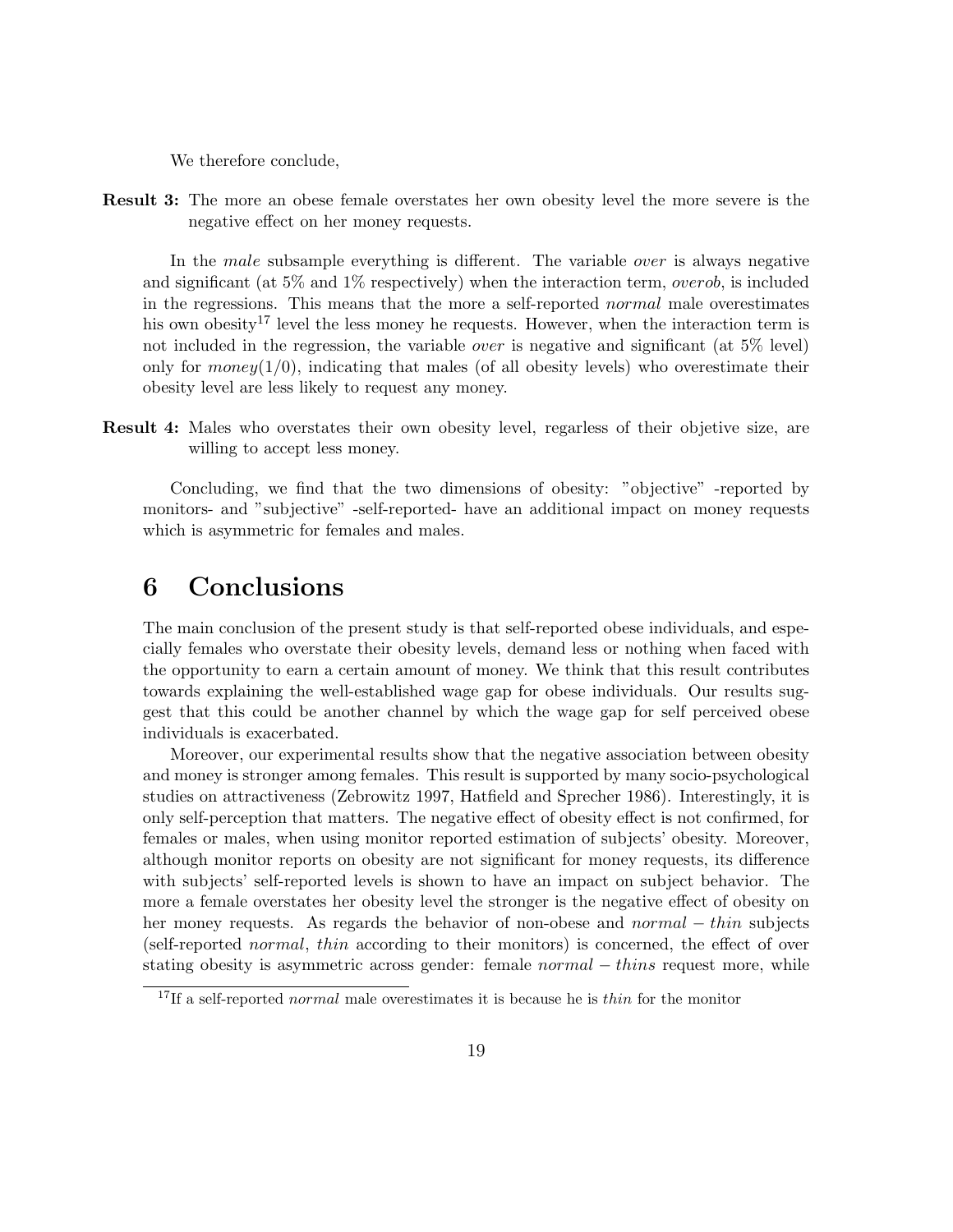We therefore conclude,

**Result 3:** The more an obese female overstates her own obesity level the more severe is the negative effect on her money requests.

In the *male* subsample everything is different. The variable *over* is always negative and significant (at 5% and 1% respectively) when the interaction term, *overob*, is included in the regressions. This means that the more a self-reported *normal* male overestimates his own obesity[17] level the less money he requests. However, when the interaction term is not included in the regression, the variable *over* is negative and significant (at 5% level) only for $money(1/0)$, indicating that males (of all obesity levels) who overestimate their obesity level are less likely to request any money.

**Result 4:** Males who overstates their own obesity level, regarless of their objetive size, are willing to accept less money.

Concluding, we find that the two dimensions of obesity: "objective" -reported by monitors- and "subjective" -self-reported- have an additional impact on money requests which is asymmetric for females and males.

# 6 Conclusions

The main conclusion of the present study is that self-reported obese individuals, and especially females who overstate their obesity levels, demand less or nothing when faced with the opportunity to earn a certain amount of money. We think that this result contributes towards explaining the well-established wage gap for obese individuals. Our results suggest that this could be another channel by which the wage gap for self perceived obese individuals is exacerbated.

Moreover, our experimental results show that the negative association between obesity and money is stronger among females. This result is supported by many socio-psychological studies on attractiveness (Zebrowitz 1997, Hatfield and Sprecher 1986). Interestingly, it is only self-perception that matters. The negative effect of obesity effect is not confirmed, for females or males, when using monitor reported estimation of subjects' obesity. Moreover, although monitor reports on obesity are not significant for money requests, its difference with subjects' self-reported levels is shown to have an impact on subject behavior. The more a female overstates her obesity level the stronger is the negative effect of obesity on her money requests. As regards the behavior of non-obese and $normal - thin$ subjects (self-reported *normal*, *thin* according to their monitors) is concerned, the effect of over stating obesity is asymmetric across gender: female $normal - thins$ request more, while

[17] If a self-reported *normal* male overestimates it is because he is *thin* for the monitor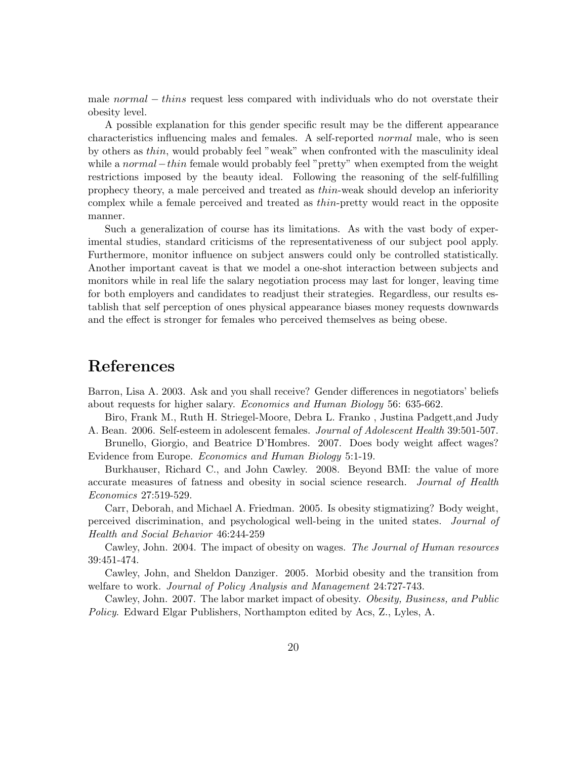male $normal - thins$ request less compared with individuals who do not overstate their obesity level.

A possible explanation for this gender specific result may be the different appearance characteristics influencing males and females. A self-reported *normal* male, who is seen by others as *thin*, would probably feel "weak" when confronted with the masculinity ideal while a $normal-thin$ female would probably feel "pretty" when exempted from the weight restrictions imposed by the beauty ideal. Following the reasoning of the self-fulfilling prophecy theory, a male perceived and treated as *thin*-weak should develop an inferiority complex while a female perceived and treated as *thin*-pretty would react in the opposite manner.

Such a generalization of course has its limitations. As with the vast body of experimental studies, standard criticisms of the representativeness of our subject pool apply. Furthermore, monitor influence on subject answers could only be controlled statistically. Another important caveat is that we model a one-shot interaction between subjects and monitors while in real life the salary negotiation process may last for longer, leaving time for both employers and candidates to readjust their strategies. Regardless, our results establish that self perception of ones physical appearance biases money requests downwards and the effect is stronger for females who perceived themselves as being obese.

# References

Barron, Lisa A. 2003. Ask and you shall receive? Gender differences in negotiators' beliefs about requests for higher salary. *Economics and Human Biology* 56: 635-662.

Biro, Frank M., Ruth H. Striegel-Moore, Debra L. Franko , Justina Padgett,and Judy A. Bean. 2006. Self-esteem in adolescent females. *Journal of Adolescent Health* 39:501-507.

Brunello, Giorgio, and Beatrice D'Hombres. 2007. Does body weight affect wages? Evidence from Europe. *Economics and Human Biology* 5:1-19.

Burkhauser, Richard C., and John Cawley. 2008. Beyond BMI: the value of more accurate measures of fatness and obesity in social science research. *Journal of Health Economics* 27:519-529.

Carr, Deborah, and Michael A. Friedman. 2005. Is obesity stigmatizing? Body weight, perceived discrimination, and psychological well-being in the united states. *Journal of Health and Social Behavior* 46:244-259

Cawley, John. 2004. The impact of obesity on wages. *The Journal of Human resources* 39:451-474.

Cawley, John, and Sheldon Danziger. 2005. Morbid obesity and the transition from welfare to work. *Journal of Policy Analysis and Management* 24:727-743.

Cawley, John. 2007. The labor market impact of obesity. *Obesity, Business, and Public Policy.* Edward Elgar Publishers, Northampton edited by Acs, Z., Lyles, A.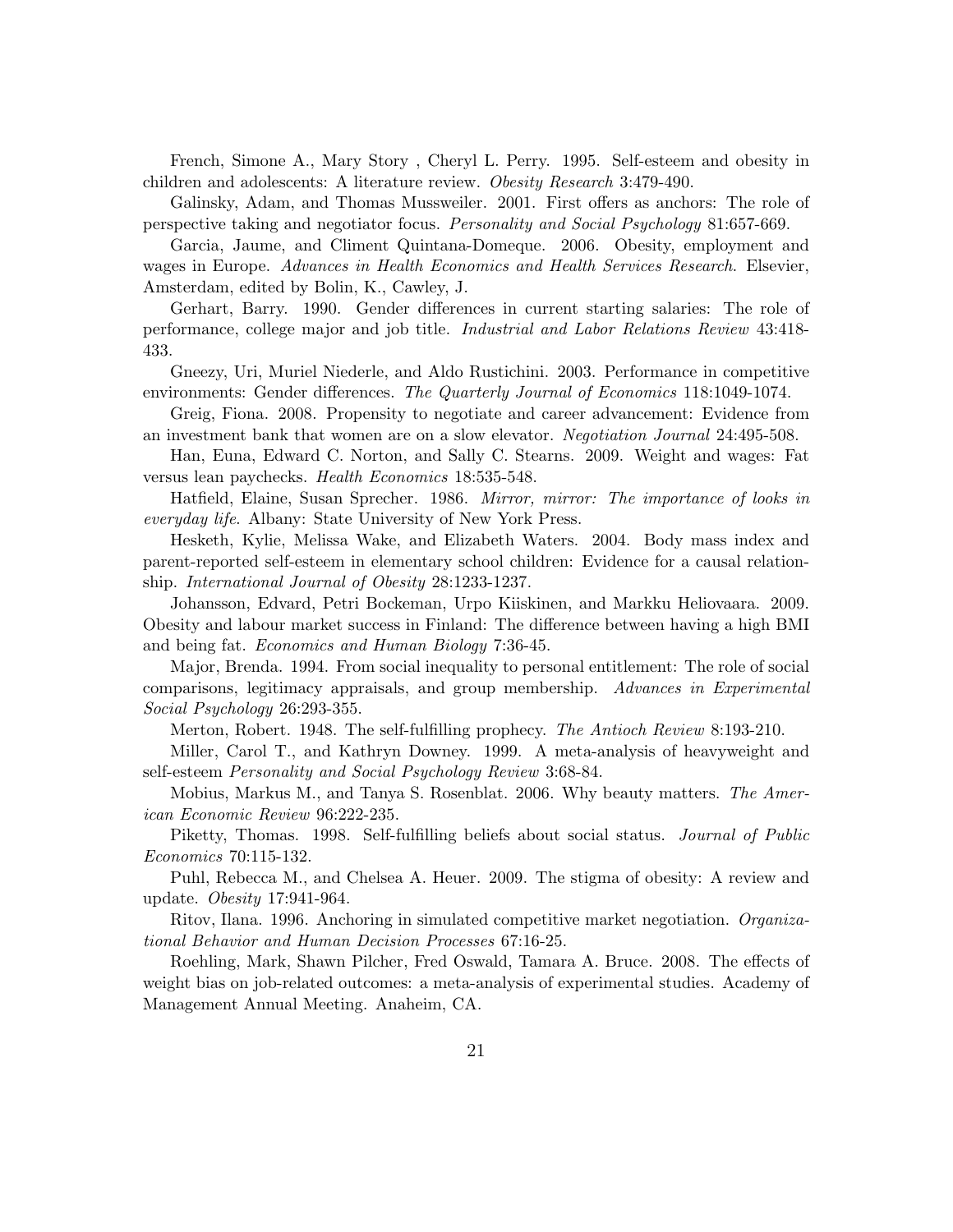French, Simone A., Mary Story , Cheryl L. Perry. 1995. Self-esteem and obesity in children and adolescents: A literature review. *Obesity Research* 3:479-490.

Galinsky, Adam, and Thomas Mussweiler. 2001. First offers as anchors: The role of perspective taking and negotiator focus. *Personality and Social Psychology* 81:657-669.

Garcia, Jaume, and Climent Quintana-Domeque. 2006. Obesity, employment and wages in Europe. *Advances in Health Economics and Health Services Research*. Elsevier, Amsterdam, edited by Bolin, K., Cawley, J.

Gerhart, Barry. 1990. Gender differences in current starting salaries: The role of performance, college major and job title. *Industrial and Labor Relations Review* 43:418-433.

Gneezy, Uri, Muriel Niederle, and Aldo Rustichini. 2003. Performance in competitive environments: Gender differences. *The Quarterly Journal of Economics* 118:1049-1074.

Greig, Fiona. 2008. Propensity to negotiate and career advancement: Evidence from an investment bank that women are on a slow elevator. *Negotiation Journal* 24:495-508.

Han, Euna, Edward C. Norton, and Sally C. Stearns. 2009. Weight and wages: Fat versus lean paychecks. *Health Economics* 18:535-548.

Hatfield, Elaine, Susan Sprecher. 1986. *Mirror, mirror: The importance of looks in everyday life*. Albany: State University of New York Press.

Hesketh, Kylie, Melissa Wake, and Elizabeth Waters. 2004. Body mass index and parent-reported self-esteem in elementary school children: Evidence for a causal relationship. *International Journal of Obesity* 28:1233-1237.

Johansson, Edvard, Petri Bockeman, Urpo Kiiskinen, and Markku Heliovaara. 2009. Obesity and labour market success in Finland: The difference between having a high BMI and being fat. *Economics and Human Biology* 7:36-45.

Major, Brenda. 1994. From social inequality to personal entitlement: The role of social comparisons, legitimacy appraisals, and group membership. *Advances in Experimental Social Psychology* 26:293-355.

Merton, Robert. 1948. The self-fulfilling prophecy. *The Antioch Review* 8:193-210.

Miller, Carol T., and Kathryn Downey. 1999. A meta-analysis of heavyweight and self-esteem *Personality and Social Psychology Review* 3:68-84.

Mobius, Markus M., and Tanya S. Rosenblat. 2006. Why beauty matters. *The American Economic Review* 96:222-235.

Piketty, Thomas. 1998. Self-fulfilling beliefs about social status. *Journal of Public Economics* 70:115-132.

Puhl, Rebecca M., and Chelsea A. Heuer. 2009. The stigma of obesity: A review and update. *Obesity* 17:941-964.

Ritov, Ilana. 1996. Anchoring in simulated competitive market negotiation. *Organizational Behavior and Human Decision Processes* 67:16-25.

Roehling, Mark, Shawn Pilcher, Fred Oswald, Tamara A. Bruce. 2008. The effects of weight bias on job-related outcomes: a meta-analysis of experimental studies. Academy of Management Annual Meeting. Anaheim, CA.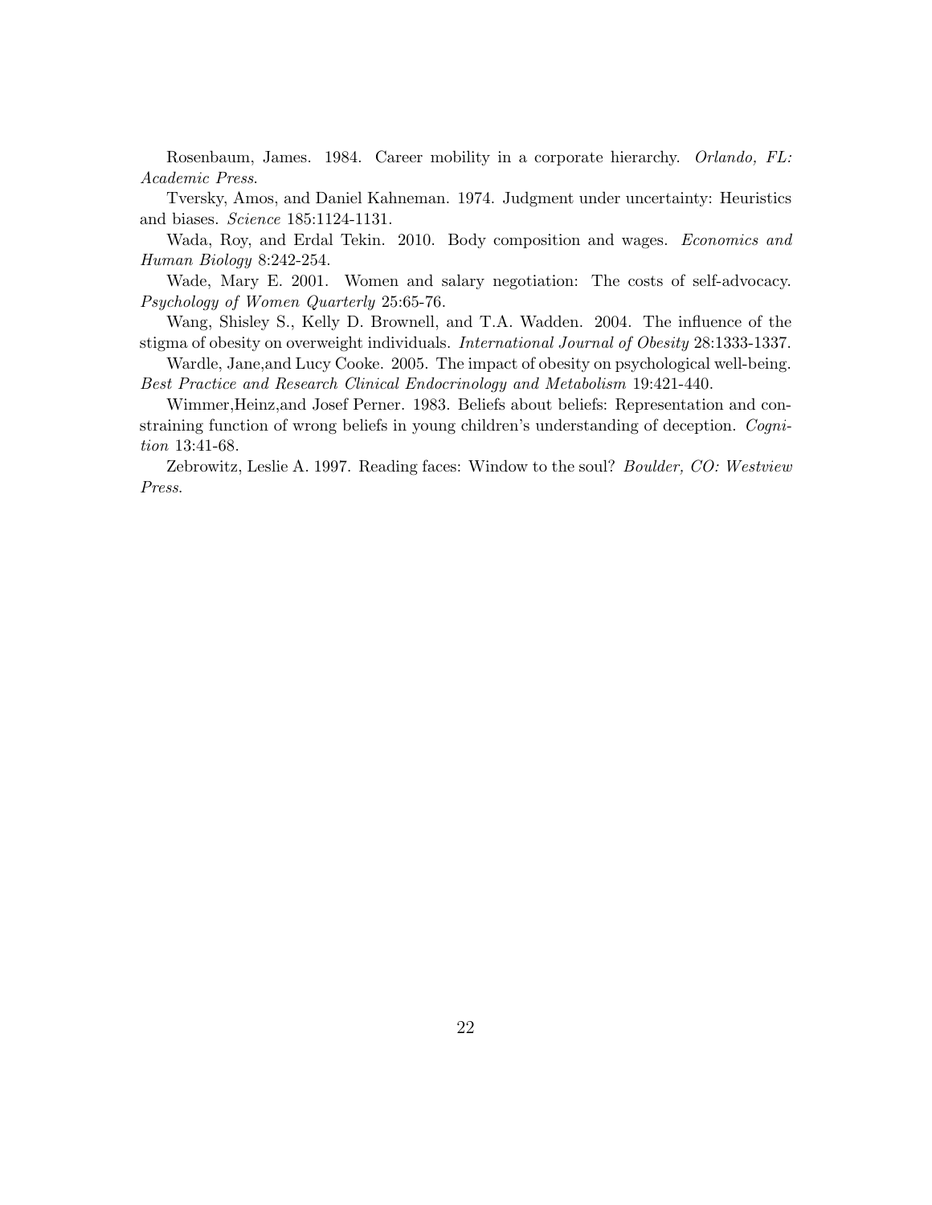Rosenbaum, James. 1984. Career mobility in a corporate hierarchy. *Orlando, FL: Academic Press*.

Tversky, Amos, and Daniel Kahneman. 1974. Judgment under uncertainty: Heuristics and biases. *Science* 185:1124-1131.

Wada, Roy, and Erdal Tekin. 2010. Body composition and wages. *Economics and Human Biology* 8:242-254.

Wade, Mary E. 2001. Women and salary negotiation: The costs of self-advocacy. *Psychology of Women Quarterly* 25:65-76.

Wang, Shisley S., Kelly D. Brownell, and T.A. Wadden. 2004. The influence of the stigma of obesity on overweight individuals. *International Journal of Obesity* 28:1333-1337.

Wardle, Jane,and Lucy Cooke. 2005. The impact of obesity on psychological well-being. *Best Practice and Research Clinical Endocrinology and Metabolism* 19:421-440.

Wimmer,Heinz,and Josef Perner. 1983. Beliefs about beliefs: Representation and constraining function of wrong beliefs in young children's understanding of deception. *Cognition* 13:41-68.

Zebrowitz, Leslie A. 1997. Reading faces: Window to the soul? *Boulder, CO: Westview Press.*